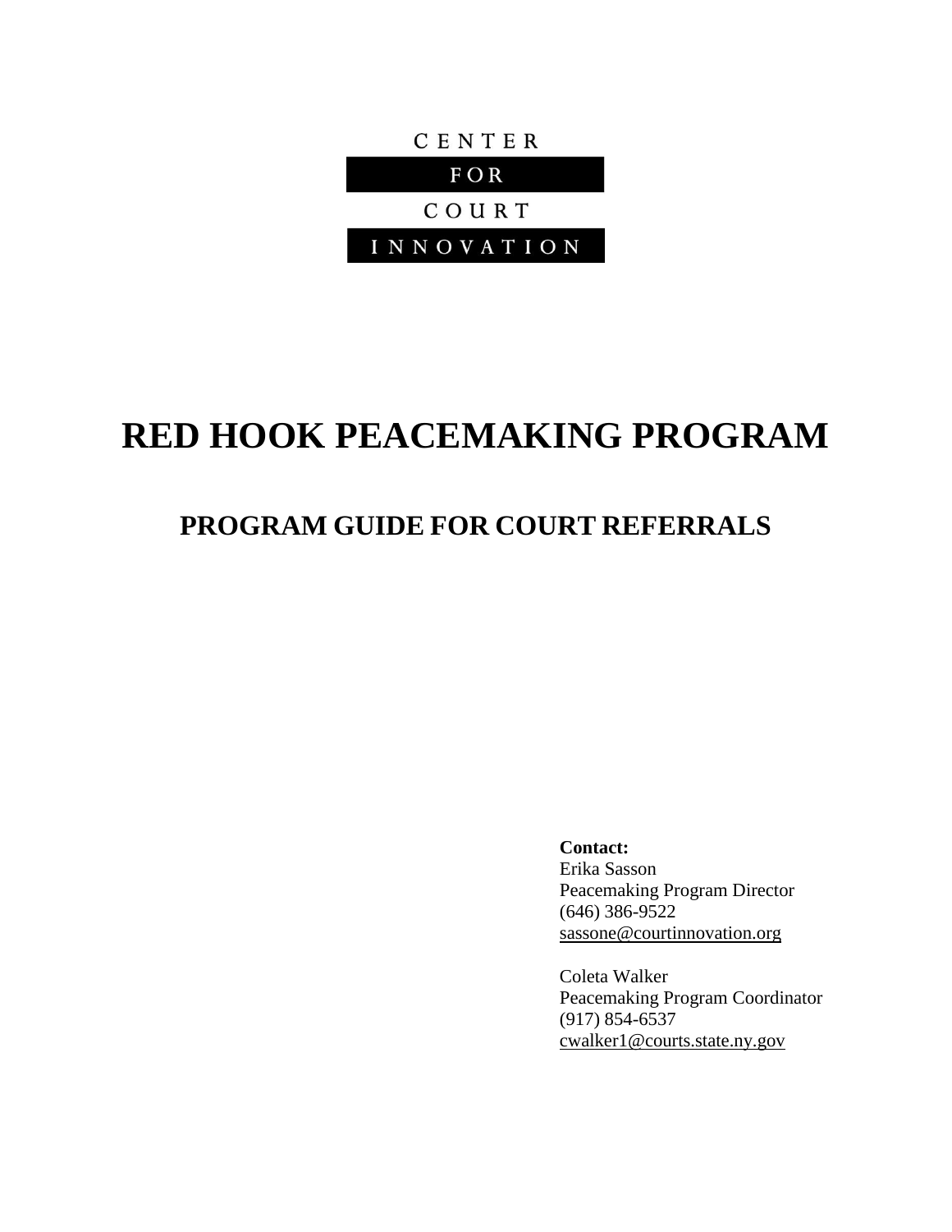CENTER

FOR

COURT

INNOVATION

# RED HOOK PEACEMAKING PROGRAM

## PROGRAM GUIDE FOR COURT REFERRALS

**Contact:**
Erika Sasson
Peacemaking Program Director
(646) 386-9522
sassone@courtinnovation.org

Coleta Walker
Peacemaking Program Coordinator
(917) 854-6537
cwalker1@courts.state.ny.gov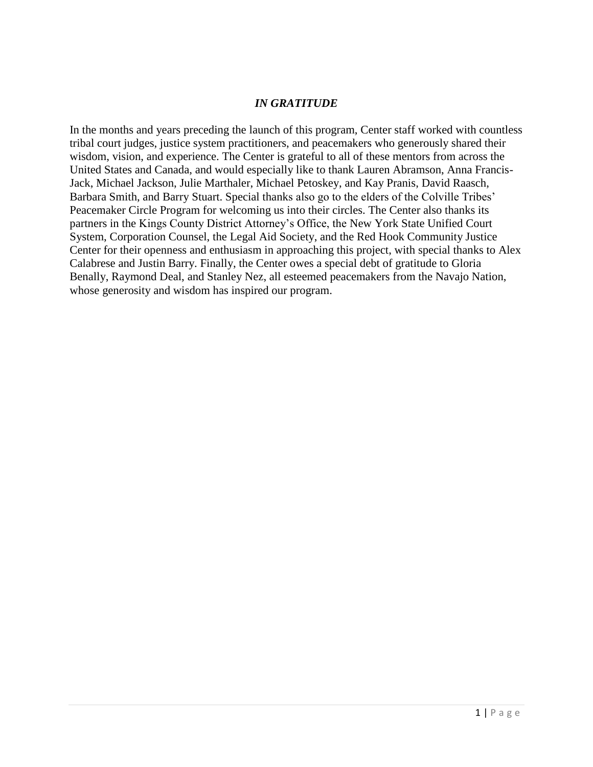## *IN GRATITUDE*

In the months and years preceding the launch of this program, Center staff worked with countless tribal court judges, justice system practitioners, and peacemakers who generously shared their wisdom, vision, and experience. The Center is grateful to all of these mentors from across the United States and Canada, and would especially like to thank Lauren Abramson, Anna Francis-Jack, Michael Jackson, Julie Marthaler, Michael Petoskey, and Kay Pranis, David Raasch, Barbara Smith, and Barry Stuart. Special thanks also go to the elders of the Colville Tribes' Peacemaker Circle Program for welcoming us into their circles. The Center also thanks its partners in the Kings County District Attorney's Office, the New York State Unified Court System, Corporation Counsel, the Legal Aid Society, and the Red Hook Community Justice Center for their openness and enthusiasm in approaching this project, with special thanks to Alex Calabrese and Justin Barry. Finally, the Center owes a special debt of gratitude to Gloria Benally, Raymond Deal, and Stanley Nez, all esteemed peacemakers from the Navajo Nation, whose generosity and wisdom has inspired our program.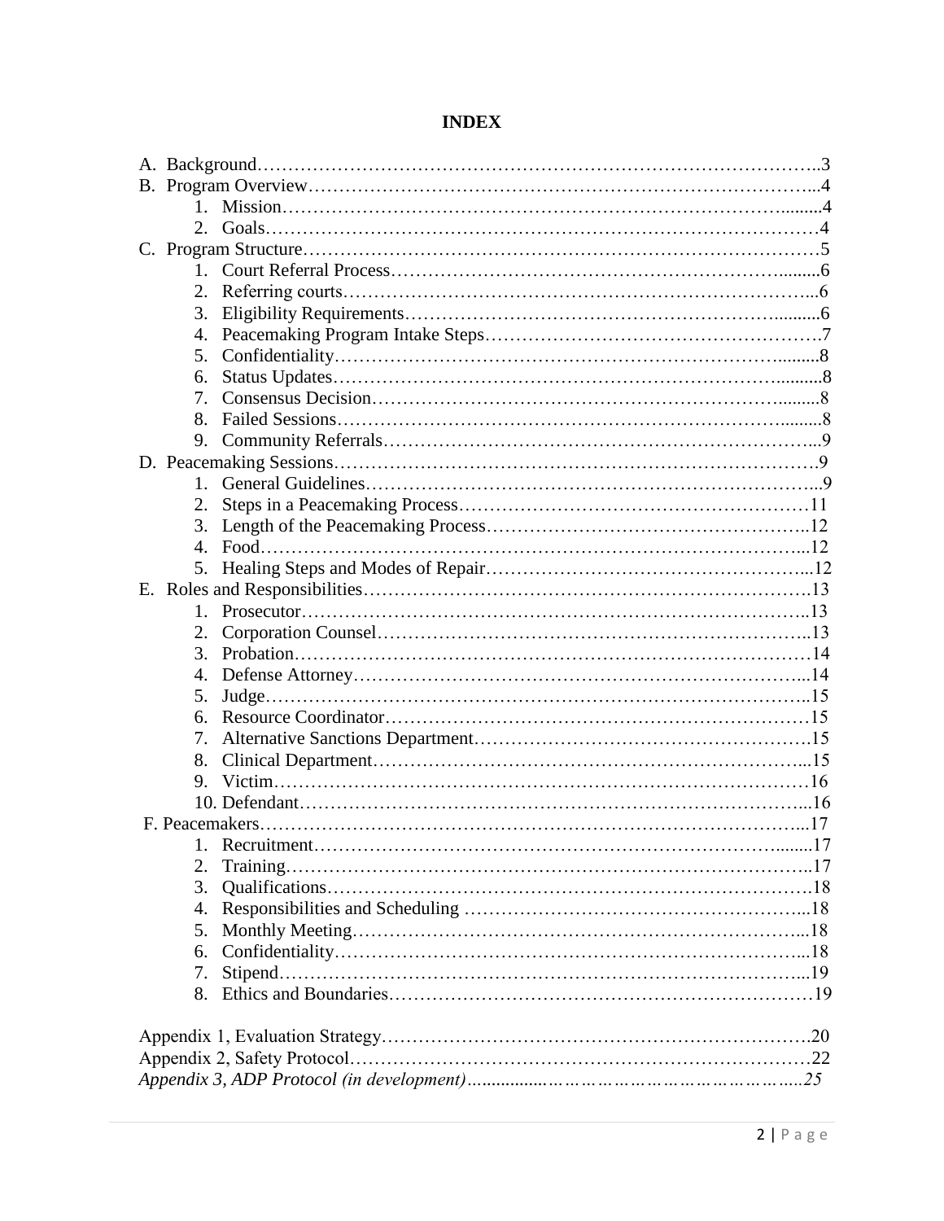# INDEX

A. Background……………………………………………………………………………..3
B. Program Overview……………………………………………………………………...4
   1. Mission……………………………………………………………………….........4
   2. Goals……………………………………………………………………………4
C. Program Structure……………………………………………………………………5
   1. Court Referral Process……………………………………………………….........6
   2. Referring courts…………………………………………………………………...6
   3. Eligibility Requirements………………………………………………….........6
   4. Peacemaking Program Intake Steps……………………………………………….7
   5. Confidentiality………………………………………………………………..........8
   6. Status Updates……………………………………………………………….........8
   7. Consensus Decision……………………………………………………….........8
   8. Failed Sessions……………………………………………………………….........8
   9. Community Referrals……………………………………………………………...9
D. Peacemaking Sessions……………………………………………………………………9
   1. General Guidelines………………………………………………………………...9
   2. Steps in a Peacemaking Process…………………………………………………11
   3. Length of the Peacemaking Process……………………………………………..12
   4. Food…………………………………………………………………………….....12
   5. Healing Steps and Modes of Repair……………………………………………...12
E. Roles and Responsibilities……………………………………………………………….13
   1. Prosecutor………………………………………………………………………..13
   2. Corporation Counsel……………………………………………………………..13
   3. Probation…………………………………………………………………………14
   4. Defense Attorney………………………………………………………………...14
   5. Judge……………………………………………………………………………..15
   6. Resource Coordinator……………………………………………………………15
   7. Alternative Sanctions Department……………………………………………….15
   8. Clinical Department……………………………………………………………...15
   9. Victim…………………………………………………………………………16
   10. Defendant………………………………………………………………………...16
F. Peacemakers…………………………………………………………………………...17
   1. Recruitment……………………………………………………………….........17
   2. Training…………………………………………………………………………..17
   3. Qualifications…………………………………………………………………….18
   4. Responsibilities and Scheduling ………………………………………………...18
   5. Monthly Meeting………………………………………………………………...18
   6. Confidentiality…………………………………………………………………...18
   7. Stipend…………………………………………………………………………...19
   8. Ethics and Boundaries……………………………………………………………19

Appendix 1, Evaluation Strategy…………………………………………………………….20
Appendix 2, Safety Protocol…………………………………………………………………22
*Appendix 3, ADP Protocol (in development)...............……………………………………….25*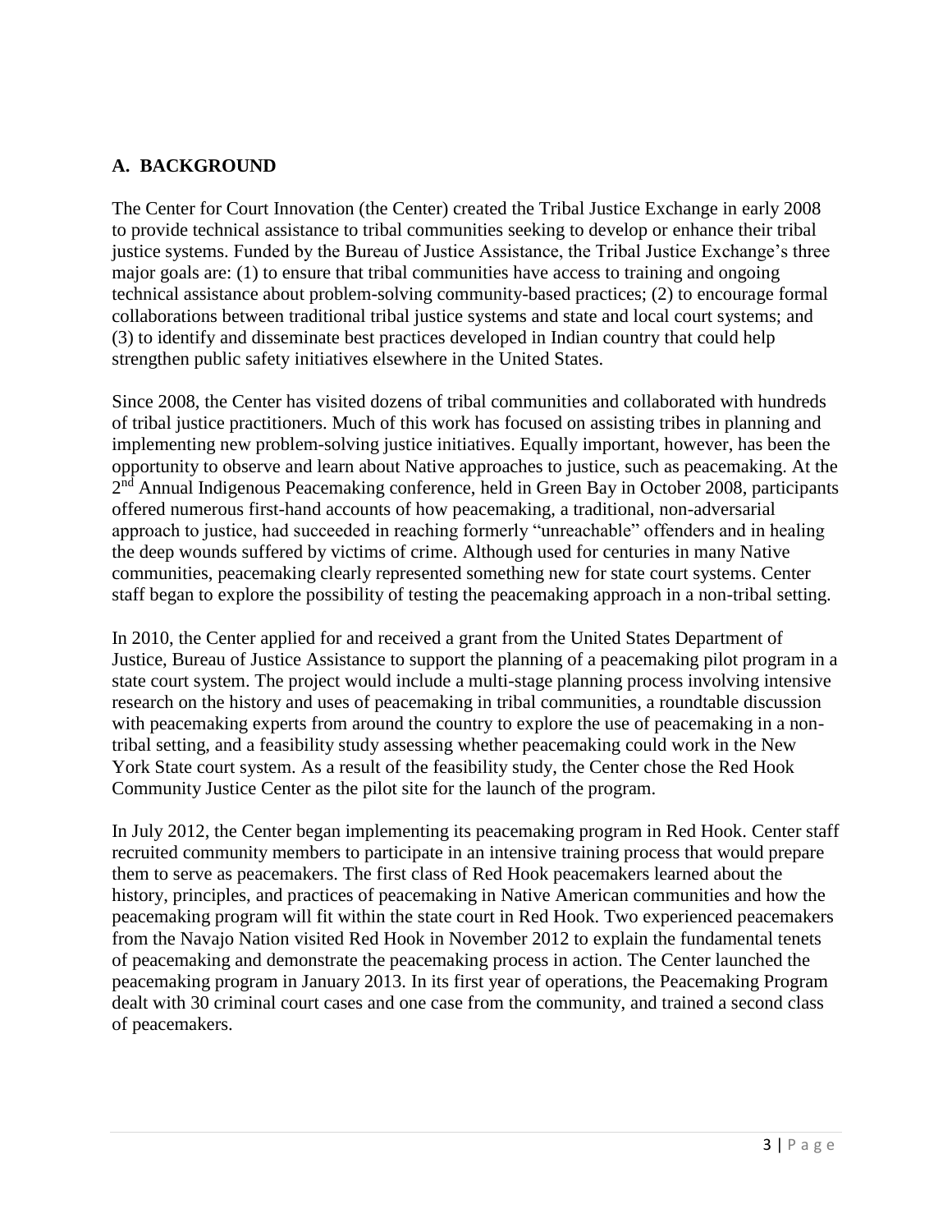## A. BACKGROUND

The Center for Court Innovation (the Center) created the Tribal Justice Exchange in early 2008 to provide technical assistance to tribal communities seeking to develop or enhance their tribal justice systems. Funded by the Bureau of Justice Assistance, the Tribal Justice Exchange's three major goals are: (1) to ensure that tribal communities have access to training and ongoing technical assistance about problem-solving community-based practices; (2) to encourage formal collaborations between traditional tribal justice systems and state and local court systems; and (3) to identify and disseminate best practices developed in Indian country that could help strengthen public safety initiatives elsewhere in the United States.

Since 2008, the Center has visited dozens of tribal communities and collaborated with hundreds of tribal justice practitioners. Much of this work has focused on assisting tribes in planning and implementing new problem-solving justice initiatives. Equally important, however, has been the opportunity to observe and learn about Native approaches to justice, such as peacemaking. At the 2nd Annual Indigenous Peacemaking conference, held in Green Bay in October 2008, participants offered numerous first-hand accounts of how peacemaking, a traditional, non-adversarial approach to justice, had succeeded in reaching formerly "unreachable" offenders and in healing the deep wounds suffered by victims of crime. Although used for centuries in many Native communities, peacemaking clearly represented something new for state court systems. Center staff began to explore the possibility of testing the peacemaking approach in a non-tribal setting.

In 2010, the Center applied for and received a grant from the United States Department of Justice, Bureau of Justice Assistance to support the planning of a peacemaking pilot program in a state court system. The project would include a multi-stage planning process involving intensive research on the history and uses of peacemaking in tribal communities, a roundtable discussion with peacemaking experts from around the country to explore the use of peacemaking in a non-tribal setting, and a feasibility study assessing whether peacemaking could work in the New York State court system. As a result of the feasibility study, the Center chose the Red Hook Community Justice Center as the pilot site for the launch of the program.

In July 2012, the Center began implementing its peacemaking program in Red Hook. Center staff recruited community members to participate in an intensive training process that would prepare them to serve as peacemakers. The first class of Red Hook peacemakers learned about the history, principles, and practices of peacemaking in Native American communities and how the peacemaking program will fit within the state court in Red Hook. Two experienced peacemakers from the Navajo Nation visited Red Hook in November 2012 to explain the fundamental tenets of peacemaking and demonstrate the peacemaking process in action. The Center launched the peacemaking program in January 2013. In its first year of operations, the Peacemaking Program dealt with 30 criminal court cases and one case from the community, and trained a second class of peacemakers.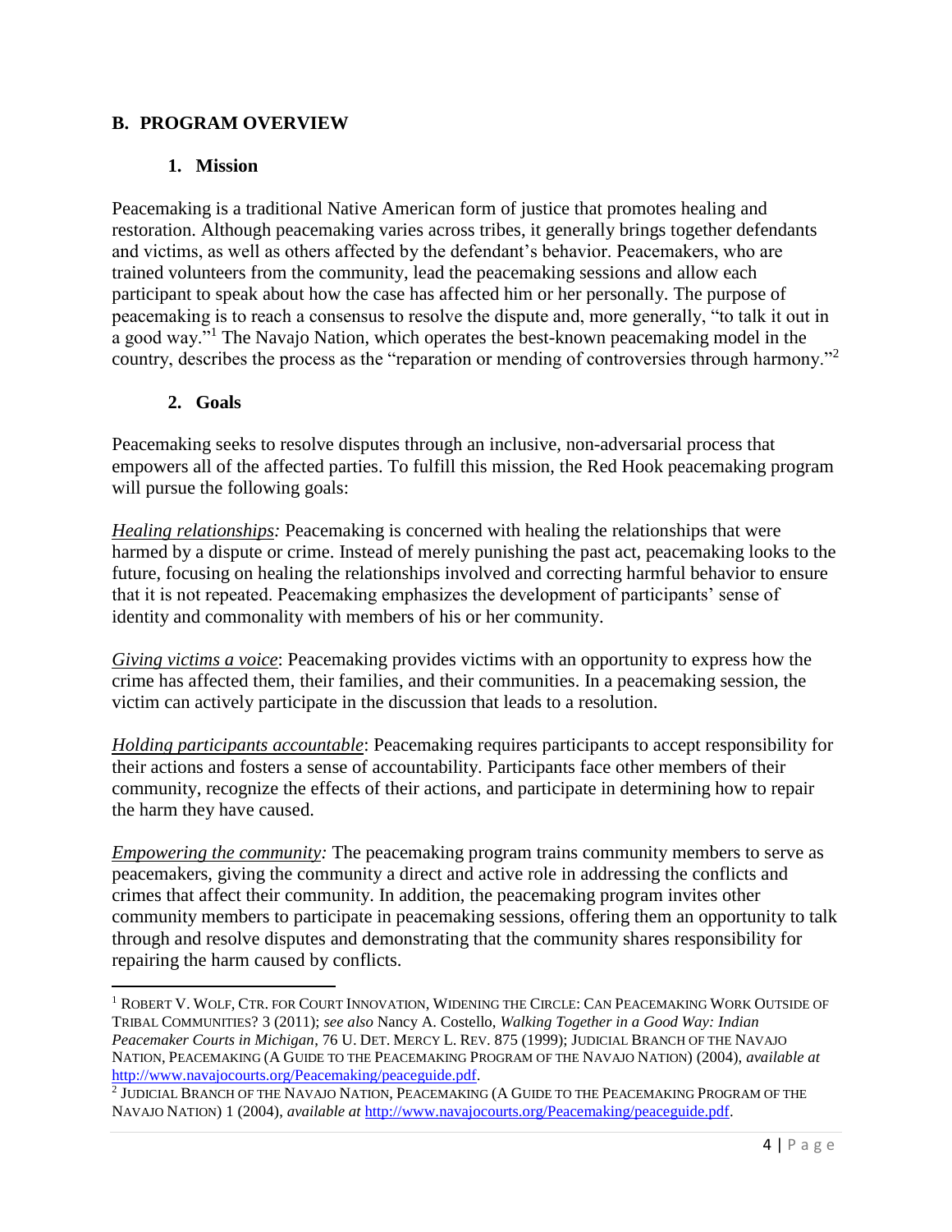## B. PROGRAM OVERVIEW

### 1. Mission

Peacemaking is a traditional Native American form of justice that promotes healing and restoration. Although peacemaking varies across tribes, it generally brings together defendants and victims, as well as others affected by the defendant's behavior. Peacemakers, who are trained volunteers from the community, lead the peacemaking sessions and allow each participant to speak about how the case has affected him or her personally. The purpose of peacemaking is to reach a consensus to resolve the dispute and, more generally, "to talk it out in a good way."[1] The Navajo Nation, which operates the best-known peacemaking model in the country, describes the process as the "reparation or mending of controversies through harmony."[2]

### 2. Goals

Peacemaking seeks to resolve disputes through an inclusive, non-adversarial process that empowers all of the affected parties. To fulfill this mission, the Red Hook peacemaking program will pursue the following goals:

*Healing relationships:* Peacemaking is concerned with healing the relationships that were harmed by a dispute or crime. Instead of merely punishing the past act, peacemaking looks to the future, focusing on healing the relationships involved and correcting harmful behavior to ensure that it is not repeated. Peacemaking emphasizes the development of participants' sense of identity and commonality with members of his or her community.

*Giving victims a voice*: Peacemaking provides victims with an opportunity to express how the crime has affected them, their families, and their communities. In a peacemaking session, the victim can actively participate in the discussion that leads to a resolution.

*Holding participants accountable*: Peacemaking requires participants to accept responsibility for their actions and fosters a sense of accountability. Participants face other members of their community, recognize the effects of their actions, and participate in determining how to repair the harm they have caused.

*Empowering the community:* The peacemaking program trains community members to serve as peacemakers, giving the community a direct and active role in addressing the conflicts and crimes that affect their community. In addition, the peacemaking program invites other community members to participate in peacemaking sessions, offering them an opportunity to talk through and resolve disputes and demonstrating that the community shares responsibility for repairing the harm caused by conflicts.

---

[1] ROBERT V. WOLF, CTR. FOR COURT INNOVATION, WIDENING THE CIRCLE: CAN PEACEMAKING WORK OUTSIDE OF TRIBAL COMMUNITIES? 3 (2011); *see also* Nancy A. Costello, *Walking Together in a Good Way: Indian Peacemaker Courts in Michigan*, 76 U. DET. MERCY L. REV. 875 (1999); JUDICIAL BRANCH OF THE NAVAJO NATION, PEACEMAKING (A GUIDE TO THE PEACEMAKING PROGRAM OF THE NAVAJO NATION) (2004), *available at* http://www.navajocourts.org/Peacemaking/peaceguide.pdf.

[2] JUDICIAL BRANCH OF THE NAVAJO NATION, PEACEMAKING (A GUIDE TO THE PEACEMAKING PROGRAM OF THE NAVAJO NATION) 1 (2004), *available at* http://www.navajocourts.org/Peacemaking/peaceguide.pdf.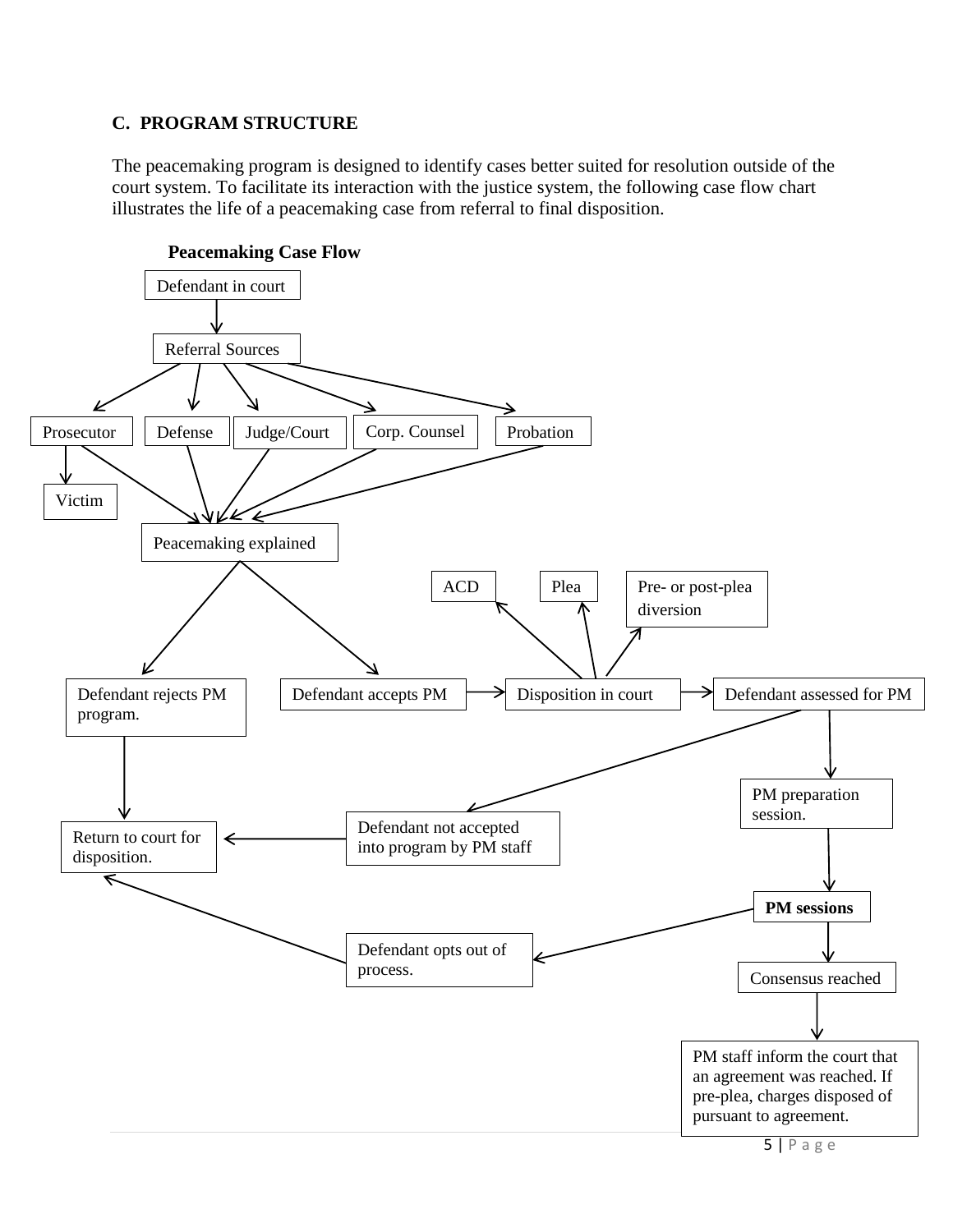### C. PROGRAM STRUCTURE

The peacemaking program is designed to identify cases better suited for resolution outside of the court system. To facilitate its interaction with the justice system, the following case flow chart illustrates the life of a peacemaking case from referral to final disposition.

**Peacemaking Case Flow**

Defendant in court

Referral Sources

Prosecutor

Defense

Judge/Court

Corp. Counsel

Probation

Victim

Peacemaking explained

ACD

Plea

Pre- or post-plea diversion

Defendant rejects PM program.

Defendant accepts PM

Disposition in court

Defendant assessed for PM

PM preparation session.

Return to court for disposition.

Defendant not accepted into program by PM staff

**PM sessions**

Defendant opts out of process.

Consensus reached

PM staff inform the court that an agreement was reached. If pre-plea, charges disposed of pursuant to agreement.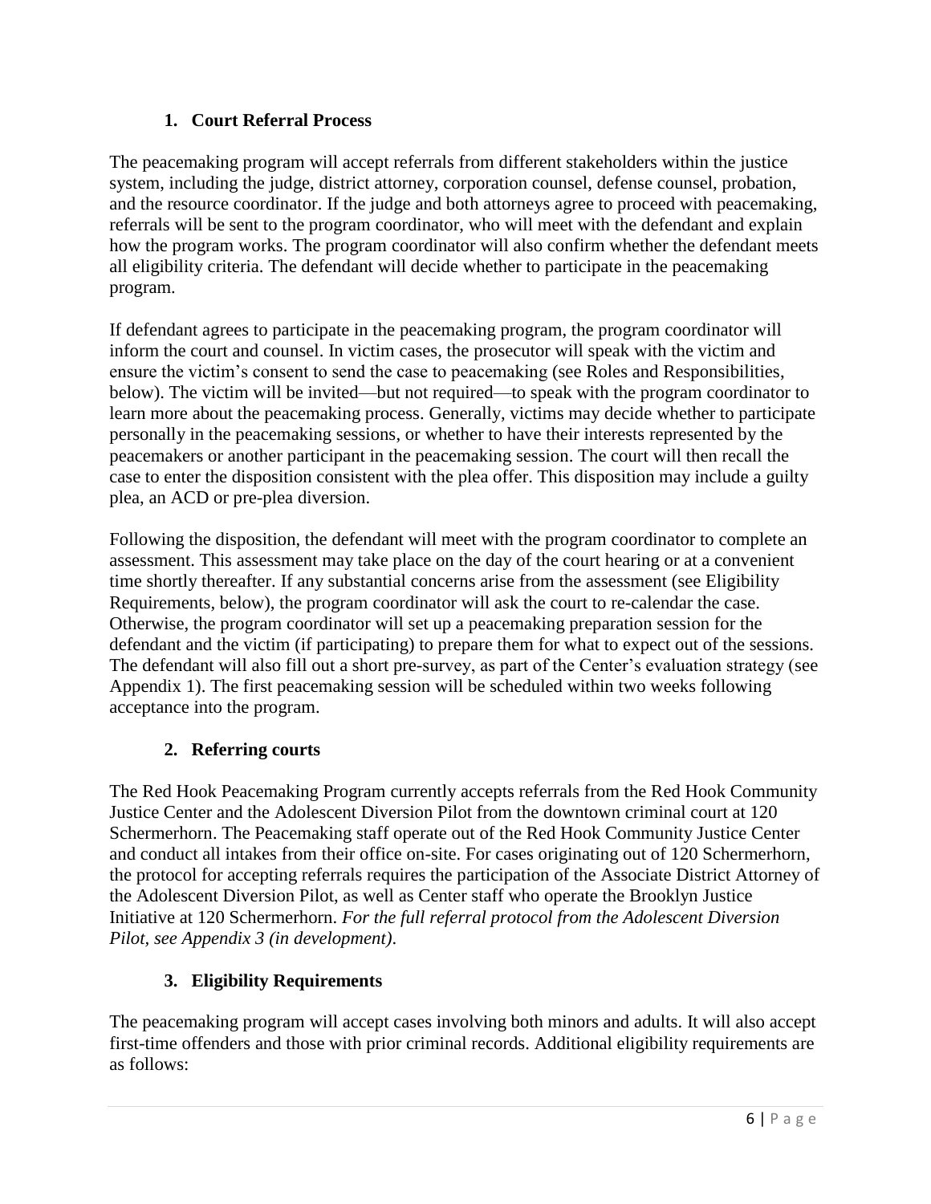### 1. Court Referral Process

The peacemaking program will accept referrals from different stakeholders within the justice system, including the judge, district attorney, corporation counsel, defense counsel, probation, and the resource coordinator. If the judge and both attorneys agree to proceed with peacemaking, referrals will be sent to the program coordinator, who will meet with the defendant and explain how the program works. The program coordinator will also confirm whether the defendant meets all eligibility criteria. The defendant will decide whether to participate in the peacemaking program.

If defendant agrees to participate in the peacemaking program, the program coordinator will inform the court and counsel. In victim cases, the prosecutor will speak with the victim and ensure the victim's consent to send the case to peacemaking (see Roles and Responsibilities, below). The victim will be invited—but not required—to speak with the program coordinator to learn more about the peacemaking process. Generally, victims may decide whether to participate personally in the peacemaking sessions, or whether to have their interests represented by the peacemakers or another participant in the peacemaking session. The court will then recall the case to enter the disposition consistent with the plea offer. This disposition may include a guilty plea, an ACD or pre-plea diversion.

Following the disposition, the defendant will meet with the program coordinator to complete an assessment. This assessment may take place on the day of the court hearing or at a convenient time shortly thereafter. If any substantial concerns arise from the assessment (see Eligibility Requirements, below), the program coordinator will ask the court to re-calendar the case. Otherwise, the program coordinator will set up a peacemaking preparation session for the defendant and the victim (if participating) to prepare them for what to expect out of the sessions. The defendant will also fill out a short pre-survey, as part of the Center's evaluation strategy (see Appendix 1). The first peacemaking session will be scheduled within two weeks following acceptance into the program.

### 2. Referring courts

The Red Hook Peacemaking Program currently accepts referrals from the Red Hook Community Justice Center and the Adolescent Diversion Pilot from the downtown criminal court at 120 Schermerhorn. The Peacemaking staff operate out of the Red Hook Community Justice Center and conduct all intakes from their office on-site. For cases originating out of 120 Schermerhorn, the protocol for accepting referrals requires the participation of the Associate District Attorney of the Adolescent Diversion Pilot, as well as Center staff who operate the Brooklyn Justice Initiative at 120 Schermerhorn. *For the full referral protocol from the Adolescent Diversion Pilot, see Appendix 3 (in development).*

### 3. Eligibility Requirements

The peacemaking program will accept cases involving both minors and adults. It will also accept first-time offenders and those with prior criminal records. Additional eligibility requirements are as follows: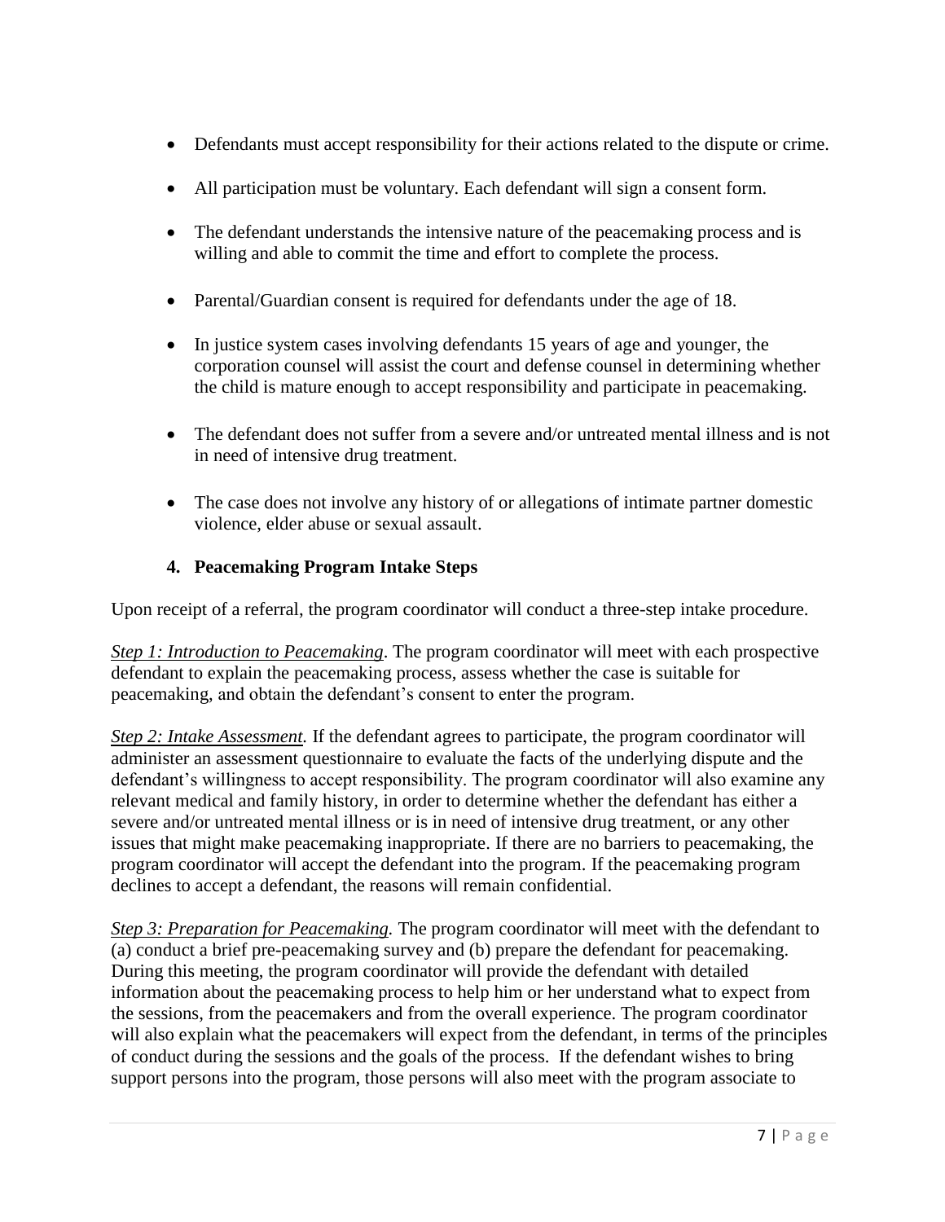- Defendants must accept responsibility for their actions related to the dispute or crime.
- All participation must be voluntary. Each defendant will sign a consent form.
- The defendant understands the intensive nature of the peacemaking process and is willing and able to commit the time and effort to complete the process.
- Parental/Guardian consent is required for defendants under the age of 18.
- In justice system cases involving defendants 15 years of age and younger, the corporation counsel will assist the court and defense counsel in determining whether the child is mature enough to accept responsibility and participate in peacemaking.
- The defendant does not suffer from a severe and/or untreated mental illness and is not in need of intensive drug treatment.
- The case does not involve any history of or allegations of intimate partner domestic violence, elder abuse or sexual assault.

### 4. Peacemaking Program Intake Steps

Upon receipt of a referral, the program coordinator will conduct a three-step intake procedure.

*Step 1: Introduction to Peacemaking*. The program coordinator will meet with each prospective defendant to explain the peacemaking process, assess whether the case is suitable for peacemaking, and obtain the defendant's consent to enter the program.

*Step 2: Intake Assessment.* If the defendant agrees to participate, the program coordinator will administer an assessment questionnaire to evaluate the facts of the underlying dispute and the defendant's willingness to accept responsibility. The program coordinator will also examine any relevant medical and family history, in order to determine whether the defendant has either a severe and/or untreated mental illness or is in need of intensive drug treatment, or any other issues that might make peacemaking inappropriate. If there are no barriers to peacemaking, the program coordinator will accept the defendant into the program. If the peacemaking program declines to accept a defendant, the reasons will remain confidential.

*Step 3: Preparation for Peacemaking.* The program coordinator will meet with the defendant to (a) conduct a brief pre-peacemaking survey and (b) prepare the defendant for peacemaking. During this meeting, the program coordinator will provide the defendant with detailed information about the peacemaking process to help him or her understand what to expect from the sessions, from the peacemakers and from the overall experience. The program coordinator will also explain what the peacemakers will expect from the defendant, in terms of the principles of conduct during the sessions and the goals of the process. If the defendant wishes to bring support persons into the program, those persons will also meet with the program associate to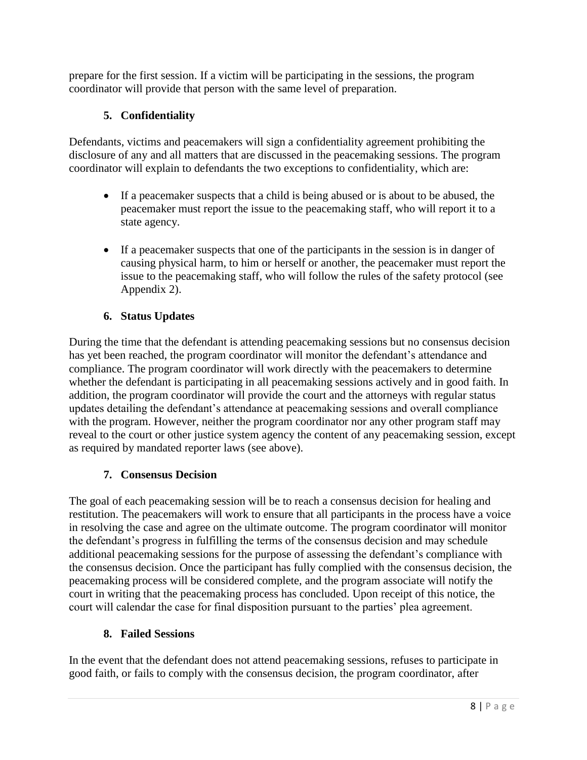prepare for the first session. If a victim will be participating in the sessions, the program coordinator will provide that person with the same level of preparation.

### 5. Confidentiality

Defendants, victims and peacemakers will sign a confidentiality agreement prohibiting the disclosure of any and all matters that are discussed in the peacemaking sessions. The program coordinator will explain to defendants the two exceptions to confidentiality, which are:

- If a peacemaker suspects that a child is being abused or is about to be abused, the peacemaker must report the issue to the peacemaking staff, who will report it to a state agency.

- If a peacemaker suspects that one of the participants in the session is in danger of causing physical harm, to him or herself or another, the peacemaker must report the issue to the peacemaking staff, who will follow the rules of the safety protocol (see Appendix 2).

### 6. Status Updates

During the time that the defendant is attending peacemaking sessions but no consensus decision has yet been reached, the program coordinator will monitor the defendant's attendance and compliance. The program coordinator will work directly with the peacemakers to determine whether the defendant is participating in all peacemaking sessions actively and in good faith. In addition, the program coordinator will provide the court and the attorneys with regular status updates detailing the defendant's attendance at peacemaking sessions and overall compliance with the program. However, neither the program coordinator nor any other program staff may reveal to the court or other justice system agency the content of any peacemaking session, except as required by mandated reporter laws (see above).

### 7. Consensus Decision

The goal of each peacemaking session will be to reach a consensus decision for healing and restitution. The peacemakers will work to ensure that all participants in the process have a voice in resolving the case and agree on the ultimate outcome. The program coordinator will monitor the defendant's progress in fulfilling the terms of the consensus decision and may schedule additional peacemaking sessions for the purpose of assessing the defendant's compliance with the consensus decision. Once the participant has fully complied with the consensus decision, the peacemaking process will be considered complete, and the program associate will notify the court in writing that the peacemaking process has concluded. Upon receipt of this notice, the court will calendar the case for final disposition pursuant to the parties' plea agreement.

### 8. Failed Sessions

In the event that the defendant does not attend peacemaking sessions, refuses to participate in good faith, or fails to comply with the consensus decision, the program coordinator, after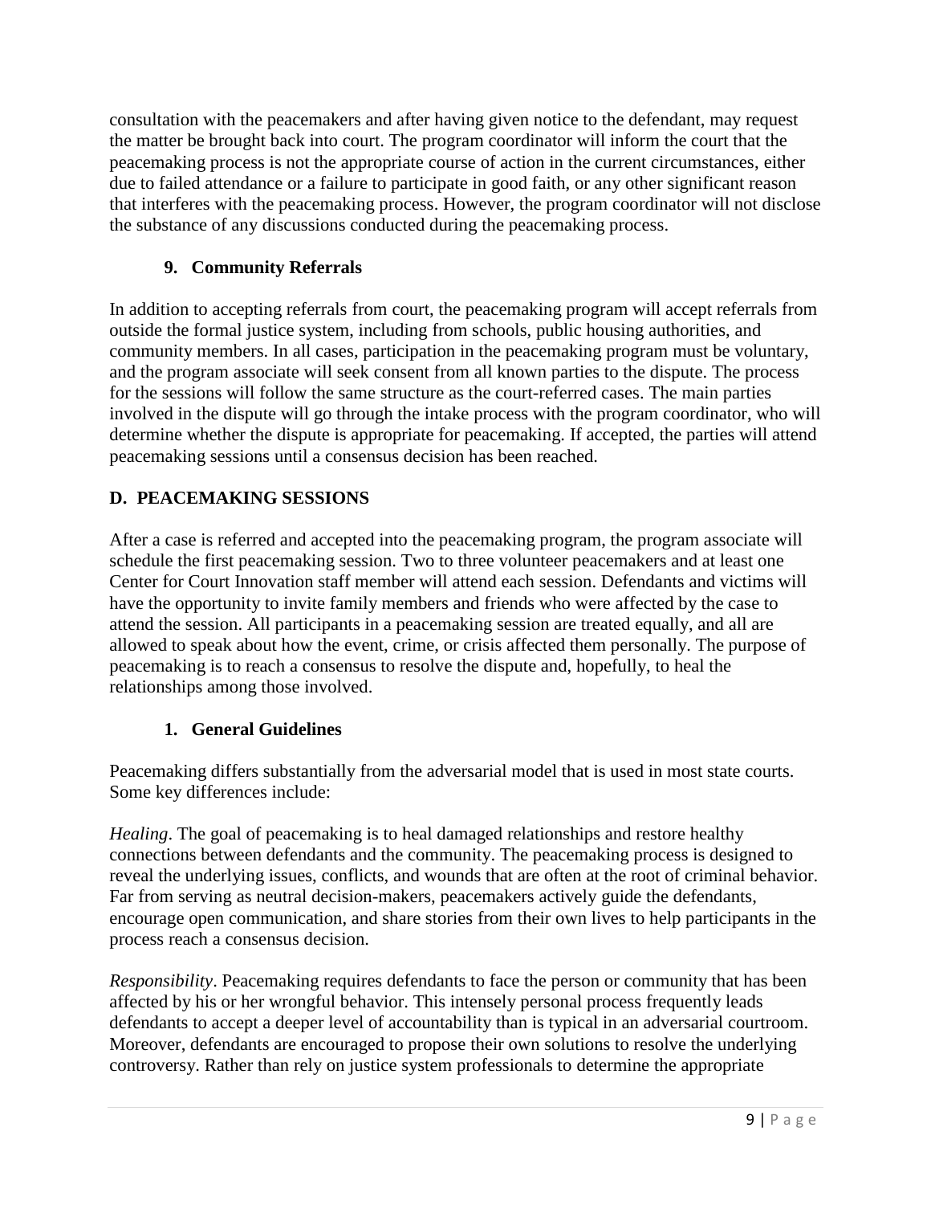consultation with the peacemakers and after having given notice to the defendant, may request the matter be brought back into court. The program coordinator will inform the court that the peacemaking process is not the appropriate course of action in the current circumstances, either due to failed attendance or a failure to participate in good faith, or any other significant reason that interferes with the peacemaking process. However, the program coordinator will not disclose the substance of any discussions conducted during the peacemaking process.

### 9. Community Referrals

In addition to accepting referrals from court, the peacemaking program will accept referrals from outside the formal justice system, including from schools, public housing authorities, and community members. In all cases, participation in the peacemaking program must be voluntary, and the program associate will seek consent from all known parties to the dispute. The process for the sessions will follow the same structure as the court-referred cases. The main parties involved in the dispute will go through the intake process with the program coordinator, who will determine whether the dispute is appropriate for peacemaking. If accepted, the parties will attend peacemaking sessions until a consensus decision has been reached.

## D. PEACEMAKING SESSIONS

After a case is referred and accepted into the peacemaking program, the program associate will schedule the first peacemaking session. Two to three volunteer peacemakers and at least one Center for Court Innovation staff member will attend each session. Defendants and victims will have the opportunity to invite family members and friends who were affected by the case to attend the session. All participants in a peacemaking session are treated equally, and all are allowed to speak about how the event, crime, or crisis affected them personally. The purpose of peacemaking is to reach a consensus to resolve the dispute and, hopefully, to heal the relationships among those involved.

### 1. General Guidelines

Peacemaking differs substantially from the adversarial model that is used in most state courts. Some key differences include:

*Healing*. The goal of peacemaking is to heal damaged relationships and restore healthy connections between defendants and the community. The peacemaking process is designed to reveal the underlying issues, conflicts, and wounds that are often at the root of criminal behavior. Far from serving as neutral decision-makers, peacemakers actively guide the defendants, encourage open communication, and share stories from their own lives to help participants in the process reach a consensus decision.

*Responsibility*. Peacemaking requires defendants to face the person or community that has been affected by his or her wrongful behavior. This intensely personal process frequently leads defendants to accept a deeper level of accountability than is typical in an adversarial courtroom. Moreover, defendants are encouraged to propose their own solutions to resolve the underlying controversy. Rather than rely on justice system professionals to determine the appropriate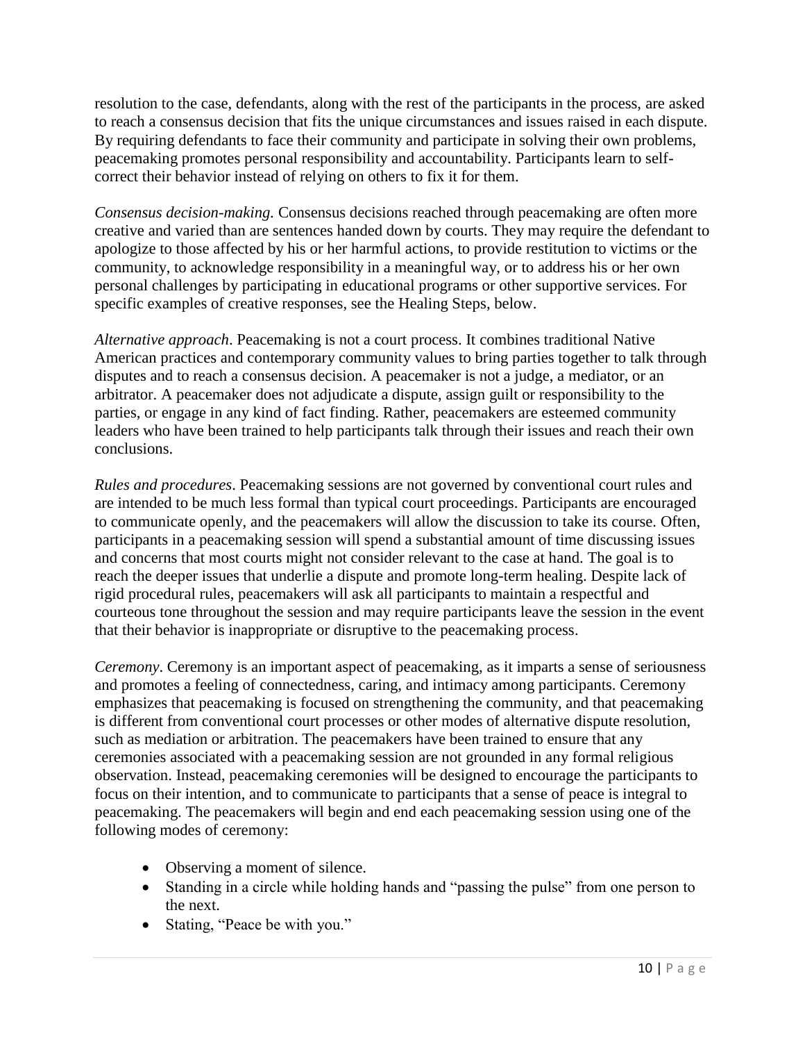resolution to the case, defendants, along with the rest of the participants in the process, are asked to reach a consensus decision that fits the unique circumstances and issues raised in each dispute. By requiring defendants to face their community and participate in solving their own problems, peacemaking promotes personal responsibility and accountability. Participants learn to self-correct their behavior instead of relying on others to fix it for them.

*Consensus decision-making.* Consensus decisions reached through peacemaking are often more creative and varied than are sentences handed down by courts. They may require the defendant to apologize to those affected by his or her harmful actions, to provide restitution to victims or the community, to acknowledge responsibility in a meaningful way, or to address his or her own personal challenges by participating in educational programs or other supportive services. For specific examples of creative responses, see the Healing Steps, below.

*Alternative approach*. Peacemaking is not a court process. It combines traditional Native American practices and contemporary community values to bring parties together to talk through disputes and to reach a consensus decision. A peacemaker is not a judge, a mediator, or an arbitrator. A peacemaker does not adjudicate a dispute, assign guilt or responsibility to the parties, or engage in any kind of fact finding. Rather, peacemakers are esteemed community leaders who have been trained to help participants talk through their issues and reach their own conclusions.

*Rules and procedures*. Peacemaking sessions are not governed by conventional court rules and are intended to be much less formal than typical court proceedings. Participants are encouraged to communicate openly, and the peacemakers will allow the discussion to take its course. Often, participants in a peacemaking session will spend a substantial amount of time discussing issues and concerns that most courts might not consider relevant to the case at hand. The goal is to reach the deeper issues that underlie a dispute and promote long-term healing. Despite lack of rigid procedural rules, peacemakers will ask all participants to maintain a respectful and courteous tone throughout the session and may require participants leave the session in the event that their behavior is inappropriate or disruptive to the peacemaking process.

*Ceremony*. Ceremony is an important aspect of peacemaking, as it imparts a sense of seriousness and promotes a feeling of connectedness, caring, and intimacy among participants. Ceremony emphasizes that peacemaking is focused on strengthening the community, and that peacemaking is different from conventional court processes or other modes of alternative dispute resolution, such as mediation or arbitration. The peacemakers have been trained to ensure that any ceremonies associated with a peacemaking session are not grounded in any formal religious observation. Instead, peacemaking ceremonies will be designed to encourage the participants to focus on their intention, and to communicate to participants that a sense of peace is integral to peacemaking. The peacemakers will begin and end each peacemaking session using one of the following modes of ceremony:

- Observing a moment of silence.
- Standing in a circle while holding hands and "passing the pulse" from one person to the next.
- Stating, "Peace be with you."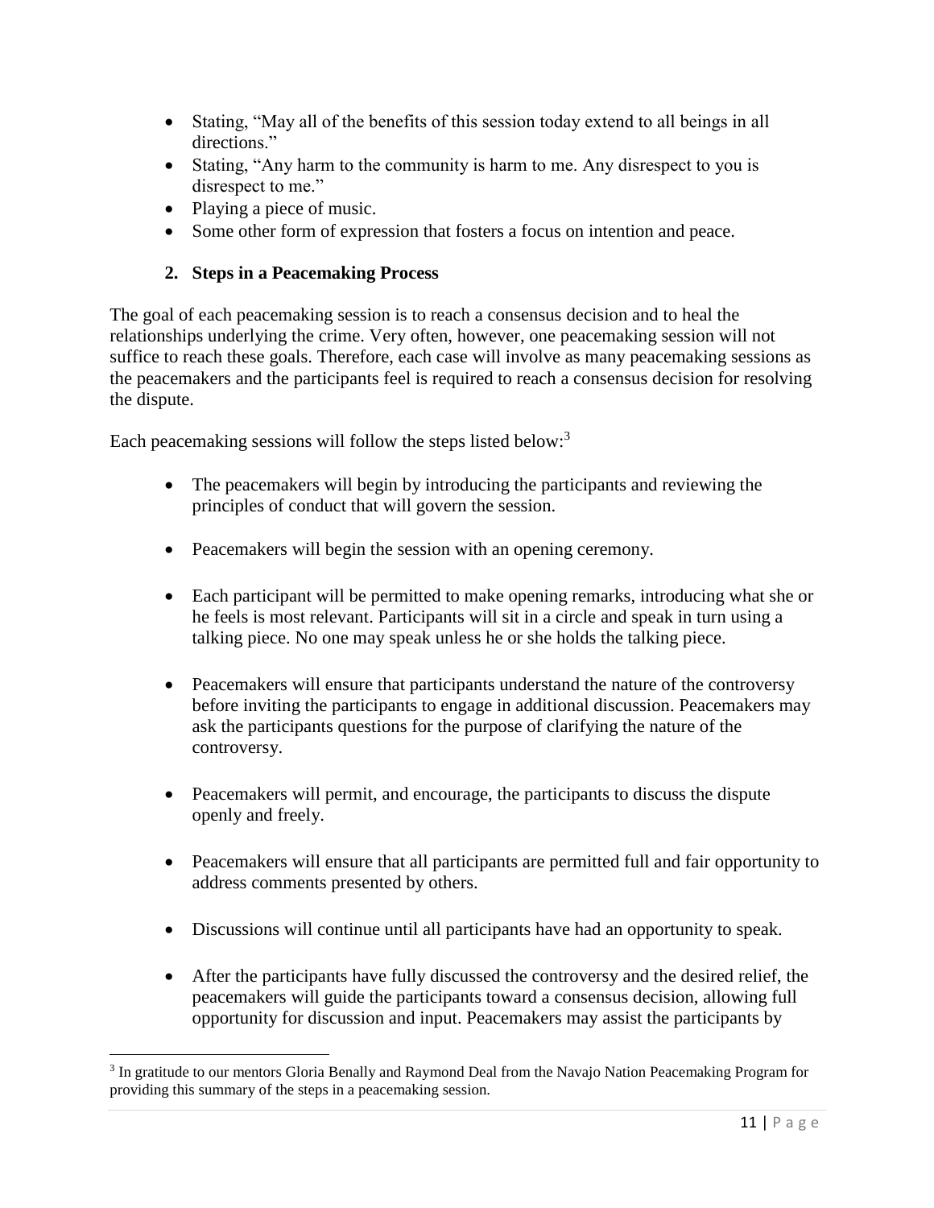- Stating, "May all of the benefits of this session today extend to all beings in all directions."
- Stating, "Any harm to the community is harm to me. Any disrespect to you is disrespect to me."
- Playing a piece of music.
- Some other form of expression that fosters a focus on intention and peace.

### 2. Steps in a Peacemaking Process

The goal of each peacemaking session is to reach a consensus decision and to heal the relationships underlying the crime. Very often, however, one peacemaking session will not suffice to reach these goals. Therefore, each case will involve as many peacemaking sessions as the peacemakers and the participants feel is required to reach a consensus decision for resolving the dispute.

Each peacemaking sessions will follow the steps listed below:[3]

- The peacemakers will begin by introducing the participants and reviewing the principles of conduct that will govern the session.

- Peacemakers will begin the session with an opening ceremony.

- Each participant will be permitted to make opening remarks, introducing what she or he feels is most relevant. Participants will sit in a circle and speak in turn using a talking piece. No one may speak unless he or she holds the talking piece.

- Peacemakers will ensure that participants understand the nature of the controversy before inviting the participants to engage in additional discussion. Peacemakers may ask the participants questions for the purpose of clarifying the nature of the controversy.

- Peacemakers will permit, and encourage, the participants to discuss the dispute openly and freely.

- Peacemakers will ensure that all participants are permitted full and fair opportunity to address comments presented by others.

- Discussions will continue until all participants have had an opportunity to speak.

- After the participants have fully discussed the controversy and the desired relief, the peacemakers will guide the participants toward a consensus decision, allowing full opportunity for discussion and input. Peacemakers may assist the participants by

[3] In gratitude to our mentors Gloria Benally and Raymond Deal from the Navajo Nation Peacemaking Program for providing this summary of the steps in a peacemaking session.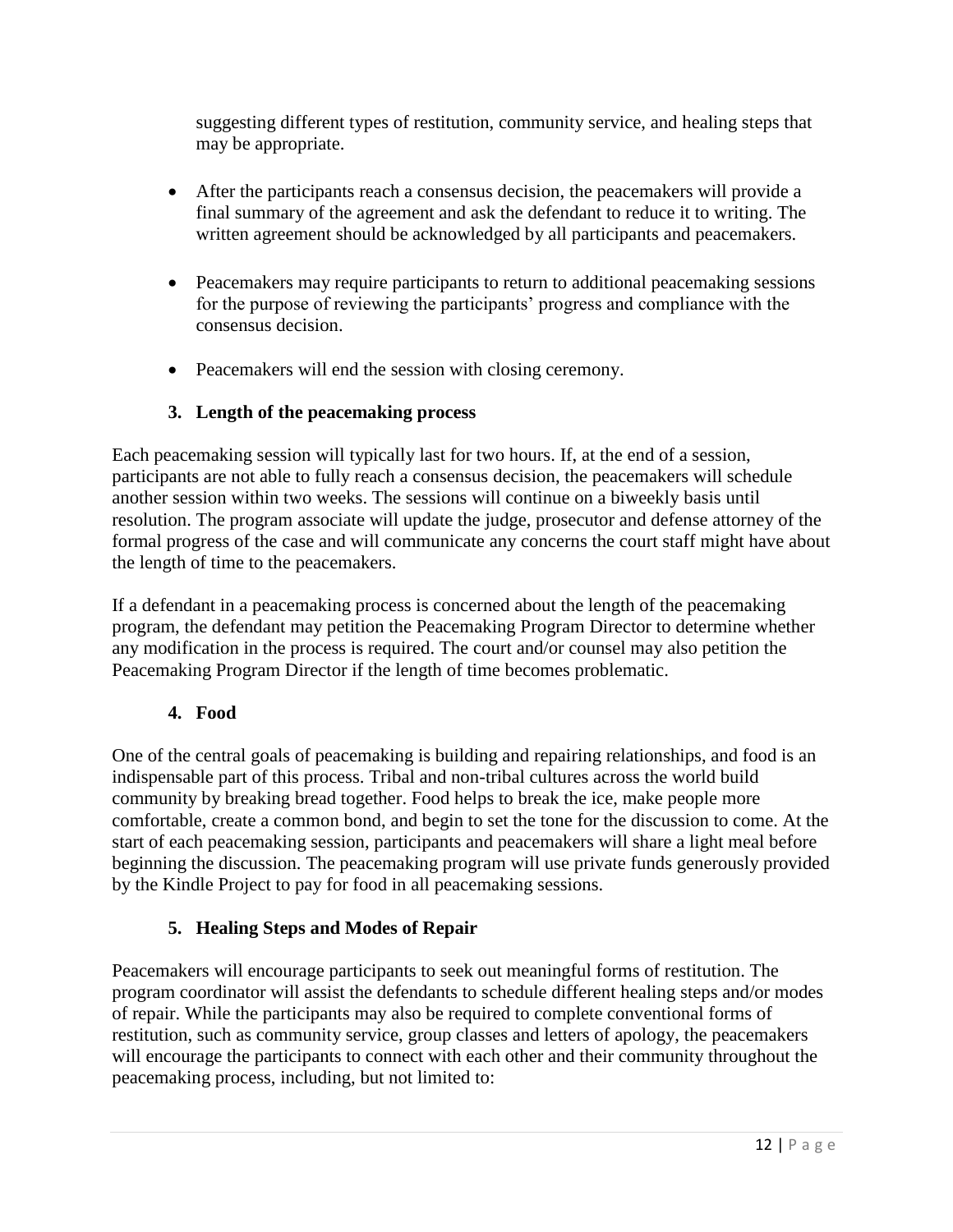suggesting different types of restitution, community service, and healing steps that may be appropriate.

- After the participants reach a consensus decision, the peacemakers will provide a final summary of the agreement and ask the defendant to reduce it to writing. The written agreement should be acknowledged by all participants and peacemakers.
- Peacemakers may require participants to return to additional peacemaking sessions for the purpose of reviewing the participants' progress and compliance with the consensus decision.
- Peacemakers will end the session with closing ceremony.

### 3. Length of the peacemaking process

Each peacemaking session will typically last for two hours. If, at the end of a session, participants are not able to fully reach a consensus decision, the peacemakers will schedule another session within two weeks. The sessions will continue on a biweekly basis until resolution. The program associate will update the judge, prosecutor and defense attorney of the formal progress of the case and will communicate any concerns the court staff might have about the length of time to the peacemakers.

If a defendant in a peacemaking process is concerned about the length of the peacemaking program, the defendant may petition the Peacemaking Program Director to determine whether any modification in the process is required. The court and/or counsel may also petition the Peacemaking Program Director if the length of time becomes problematic.

### 4. Food

One of the central goals of peacemaking is building and repairing relationships, and food is an indispensable part of this process. Tribal and non-tribal cultures across the world build community by breaking bread together. Food helps to break the ice, make people more comfortable, create a common bond, and begin to set the tone for the discussion to come. At the start of each peacemaking session, participants and peacemakers will share a light meal before beginning the discussion. The peacemaking program will use private funds generously provided by the Kindle Project to pay for food in all peacemaking sessions.

### 5. Healing Steps and Modes of Repair

Peacemakers will encourage participants to seek out meaningful forms of restitution. The program coordinator will assist the defendants to schedule different healing steps and/or modes of repair. While the participants may also be required to complete conventional forms of restitution, such as community service, group classes and letters of apology, the peacemakers will encourage the participants to connect with each other and their community throughout the peacemaking process, including, but not limited to: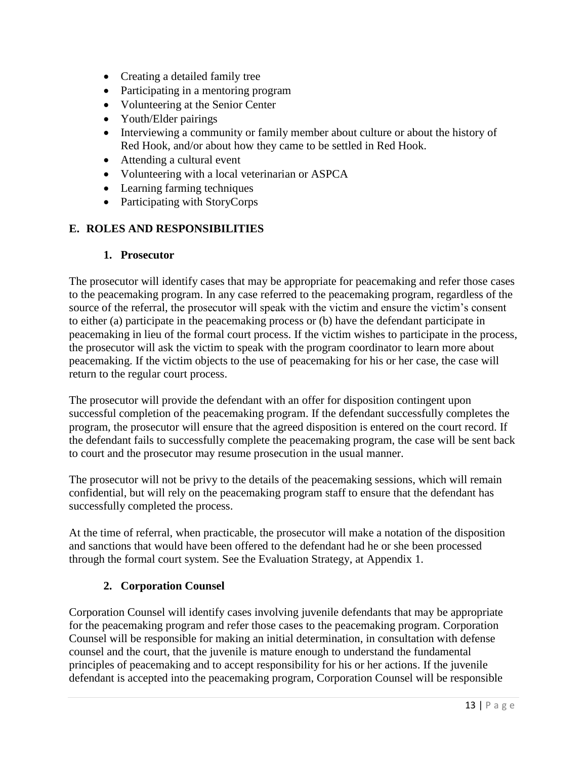- Creating a detailed family tree
- Participating in a mentoring program
- Volunteering at the Senior Center
- Youth/Elder pairings
- Interviewing a community or family member about culture or about the history of Red Hook, and/or about how they came to be settled in Red Hook.
- Attending a cultural event
- Volunteering with a local veterinarian or ASPCA
- Learning farming techniques
- Participating with StoryCorps

## E. ROLES AND RESPONSIBILITIES

### 1. Prosecutor

The prosecutor will identify cases that may be appropriate for peacemaking and refer those cases to the peacemaking program. In any case referred to the peacemaking program, regardless of the source of the referral, the prosecutor will speak with the victim and ensure the victim's consent to either (a) participate in the peacemaking process or (b) have the defendant participate in peacemaking in lieu of the formal court process. If the victim wishes to participate in the process, the prosecutor will ask the victim to speak with the program coordinator to learn more about peacemaking. If the victim objects to the use of peacemaking for his or her case, the case will return to the regular court process.

The prosecutor will provide the defendant with an offer for disposition contingent upon successful completion of the peacemaking program. If the defendant successfully completes the program, the prosecutor will ensure that the agreed disposition is entered on the court record. If the defendant fails to successfully complete the peacemaking program, the case will be sent back to court and the prosecutor may resume prosecution in the usual manner.

The prosecutor will not be privy to the details of the peacemaking sessions, which will remain confidential, but will rely on the peacemaking program staff to ensure that the defendant has successfully completed the process.

At the time of referral, when practicable, the prosecutor will make a notation of the disposition and sanctions that would have been offered to the defendant had he or she been processed through the formal court system. See the Evaluation Strategy, at Appendix 1.

### 2. Corporation Counsel

Corporation Counsel will identify cases involving juvenile defendants that may be appropriate for the peacemaking program and refer those cases to the peacemaking program. Corporation Counsel will be responsible for making an initial determination, in consultation with defense counsel and the court, that the juvenile is mature enough to understand the fundamental principles of peacemaking and to accept responsibility for his or her actions. If the juvenile defendant is accepted into the peacemaking program, Corporation Counsel will be responsible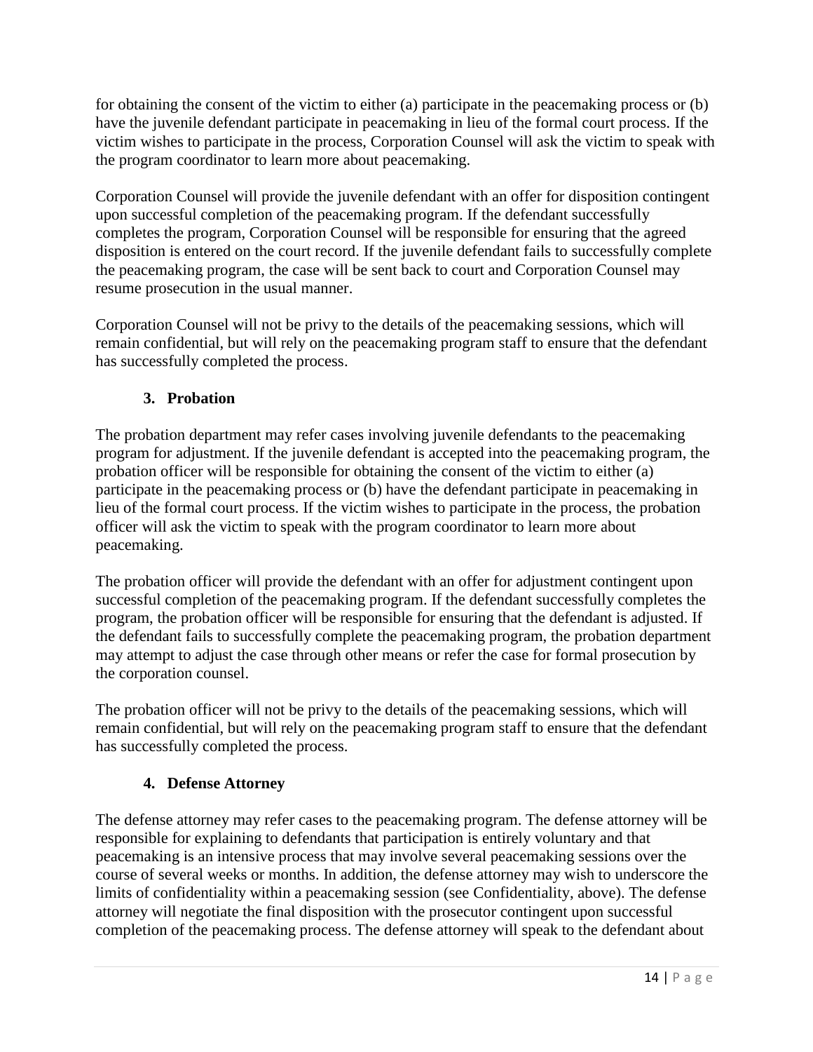for obtaining the consent of the victim to either (a) participate in the peacemaking process or (b) have the juvenile defendant participate in peacemaking in lieu of the formal court process. If the victim wishes to participate in the process, Corporation Counsel will ask the victim to speak with the program coordinator to learn more about peacemaking.

Corporation Counsel will provide the juvenile defendant with an offer for disposition contingent upon successful completion of the peacemaking program. If the defendant successfully completes the program, Corporation Counsel will be responsible for ensuring that the agreed disposition is entered on the court record. If the juvenile defendant fails to successfully complete the peacemaking program, the case will be sent back to court and Corporation Counsel may resume prosecution in the usual manner.

Corporation Counsel will not be privy to the details of the peacemaking sessions, which will remain confidential, but will rely on the peacemaking program staff to ensure that the defendant has successfully completed the process.

### 3. Probation

The probation department may refer cases involving juvenile defendants to the peacemaking program for adjustment. If the juvenile defendant is accepted into the peacemaking program, the probation officer will be responsible for obtaining the consent of the victim to either (a) participate in the peacemaking process or (b) have the defendant participate in peacemaking in lieu of the formal court process. If the victim wishes to participate in the process, the probation officer will ask the victim to speak with the program coordinator to learn more about peacemaking.

The probation officer will provide the defendant with an offer for adjustment contingent upon successful completion of the peacemaking program. If the defendant successfully completes the program, the probation officer will be responsible for ensuring that the defendant is adjusted. If the defendant fails to successfully complete the peacemaking program, the probation department may attempt to adjust the case through other means or refer the case for formal prosecution by the corporation counsel.

The probation officer will not be privy to the details of the peacemaking sessions, which will remain confidential, but will rely on the peacemaking program staff to ensure that the defendant has successfully completed the process.

### 4. Defense Attorney

The defense attorney may refer cases to the peacemaking program. The defense attorney will be responsible for explaining to defendants that participation is entirely voluntary and that peacemaking is an intensive process that may involve several peacemaking sessions over the course of several weeks or months. In addition, the defense attorney may wish to underscore the limits of confidentiality within a peacemaking session (see Confidentiality, above). The defense attorney will negotiate the final disposition with the prosecutor contingent upon successful completion of the peacemaking process. The defense attorney will speak to the defendant about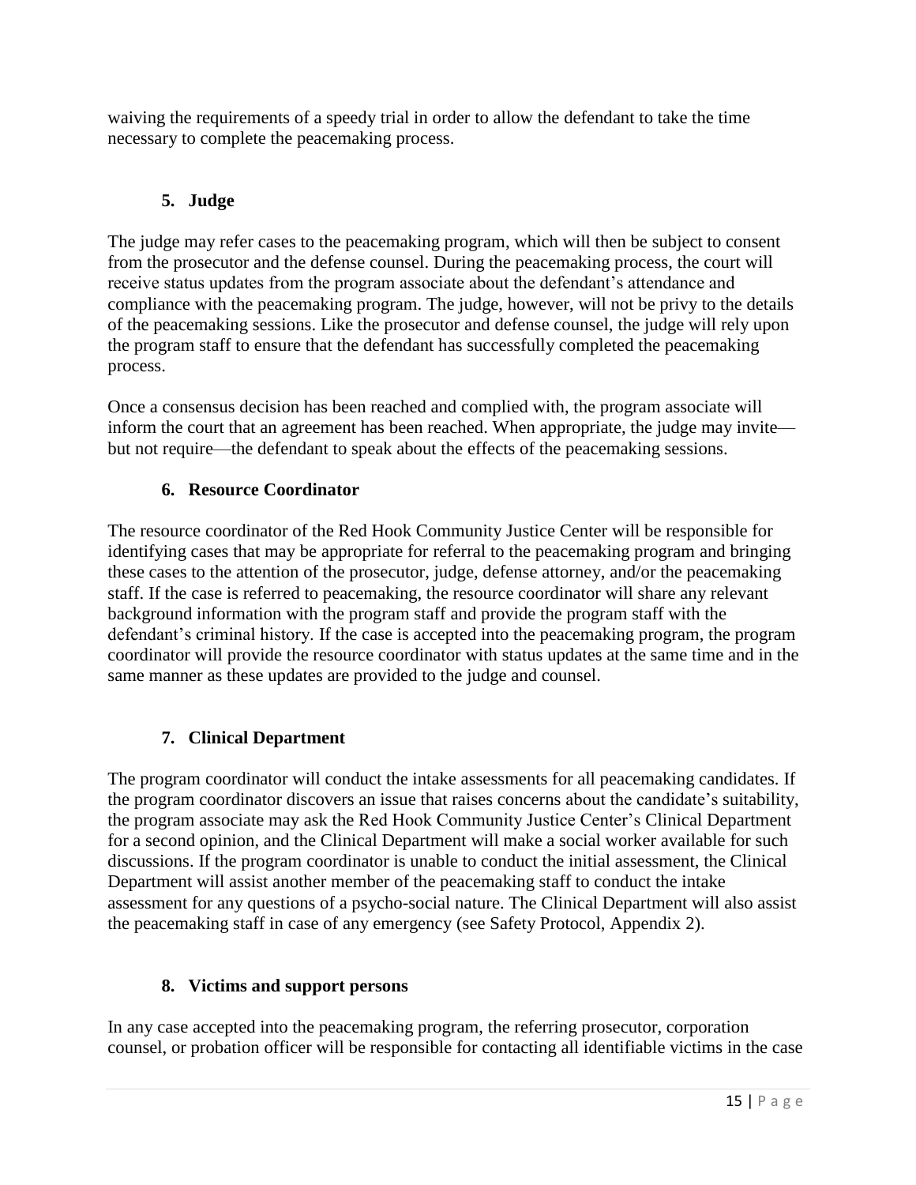waiving the requirements of a speedy trial in order to allow the defendant to take the time necessary to complete the peacemaking process.

### 5. Judge

The judge may refer cases to the peacemaking program, which will then be subject to consent from the prosecutor and the defense counsel. During the peacemaking process, the court will receive status updates from the program associate about the defendant's attendance and compliance with the peacemaking program. The judge, however, will not be privy to the details of the peacemaking sessions. Like the prosecutor and defense counsel, the judge will rely upon the program staff to ensure that the defendant has successfully completed the peacemaking process.

Once a consensus decision has been reached and complied with, the program associate will inform the court that an agreement has been reached. When appropriate, the judge may invite—but not require—the defendant to speak about the effects of the peacemaking sessions.

### 6. Resource Coordinator

The resource coordinator of the Red Hook Community Justice Center will be responsible for identifying cases that may be appropriate for referral to the peacemaking program and bringing these cases to the attention of the prosecutor, judge, defense attorney, and/or the peacemaking staff. If the case is referred to peacemaking, the resource coordinator will share any relevant background information with the program staff and provide the program staff with the defendant's criminal history. If the case is accepted into the peacemaking program, the program coordinator will provide the resource coordinator with status updates at the same time and in the same manner as these updates are provided to the judge and counsel.

### 7. Clinical Department

The program coordinator will conduct the intake assessments for all peacemaking candidates. If the program coordinator discovers an issue that raises concerns about the candidate's suitability, the program associate may ask the Red Hook Community Justice Center's Clinical Department for a second opinion, and the Clinical Department will make a social worker available for such discussions. If the program coordinator is unable to conduct the initial assessment, the Clinical Department will assist another member of the peacemaking staff to conduct the intake assessment for any questions of a psycho-social nature. The Clinical Department will also assist the peacemaking staff in case of any emergency (see Safety Protocol, Appendix 2).

### 8. Victims and support persons

In any case accepted into the peacemaking program, the referring prosecutor, corporation counsel, or probation officer will be responsible for contacting all identifiable victims in the case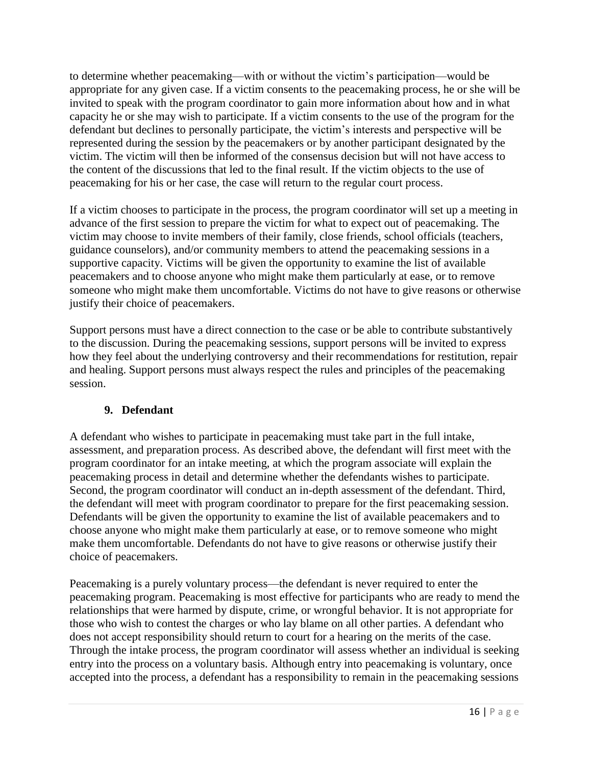to determine whether peacemaking—with or without the victim's participation—would be appropriate for any given case. If a victim consents to the peacemaking process, he or she will be invited to speak with the program coordinator to gain more information about how and in what capacity he or she may wish to participate. If a victim consents to the use of the program for the defendant but declines to personally participate, the victim's interests and perspective will be represented during the session by the peacemakers or by another participant designated by the victim. The victim will then be informed of the consensus decision but will not have access to the content of the discussions that led to the final result. If the victim objects to the use of peacemaking for his or her case, the case will return to the regular court process.

If a victim chooses to participate in the process, the program coordinator will set up a meeting in advance of the first session to prepare the victim for what to expect out of peacemaking. The victim may choose to invite members of their family, close friends, school officials (teachers, guidance counselors), and/or community members to attend the peacemaking sessions in a supportive capacity. Victims will be given the opportunity to examine the list of available peacemakers and to choose anyone who might make them particularly at ease, or to remove someone who might make them uncomfortable. Victims do not have to give reasons or otherwise justify their choice of peacemakers.

Support persons must have a direct connection to the case or be able to contribute substantively to the discussion. During the peacemaking sessions, support persons will be invited to express how they feel about the underlying controversy and their recommendations for restitution, repair and healing. Support persons must always respect the rules and principles of the peacemaking session.

### 9. Defendant

A defendant who wishes to participate in peacemaking must take part in the full intake, assessment, and preparation process. As described above, the defendant will first meet with the program coordinator for an intake meeting, at which the program associate will explain the peacemaking process in detail and determine whether the defendants wishes to participate. Second, the program coordinator will conduct an in-depth assessment of the defendant. Third, the defendant will meet with program coordinator to prepare for the first peacemaking session. Defendants will be given the opportunity to examine the list of available peacemakers and to choose anyone who might make them particularly at ease, or to remove someone who might make them uncomfortable. Defendants do not have to give reasons or otherwise justify their choice of peacemakers.

Peacemaking is a purely voluntary process—the defendant is never required to enter the peacemaking program. Peacemaking is most effective for participants who are ready to mend the relationships that were harmed by dispute, crime, or wrongful behavior. It is not appropriate for those who wish to contest the charges or who lay blame on all other parties. A defendant who does not accept responsibility should return to court for a hearing on the merits of the case. Through the intake process, the program coordinator will assess whether an individual is seeking entry into the process on a voluntary basis. Although entry into peacemaking is voluntary, once accepted into the process, a defendant has a responsibility to remain in the peacemaking sessions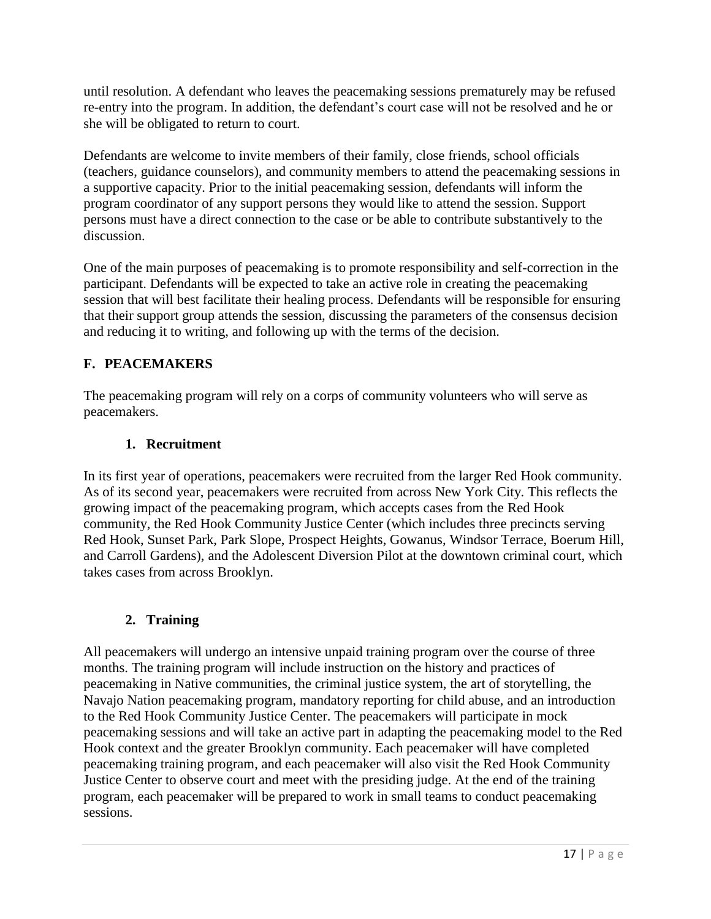until resolution. A defendant who leaves the peacemaking sessions prematurely may be refused re-entry into the program. In addition, the defendant's court case will not be resolved and he or she will be obligated to return to court.

Defendants are welcome to invite members of their family, close friends, school officials (teachers, guidance counselors), and community members to attend the peacemaking sessions in a supportive capacity. Prior to the initial peacemaking session, defendants will inform the program coordinator of any support persons they would like to attend the session. Support persons must have a direct connection to the case or be able to contribute substantively to the discussion.

One of the main purposes of peacemaking is to promote responsibility and self-correction in the participant. Defendants will be expected to take an active role in creating the peacemaking session that will best facilitate their healing process. Defendants will be responsible for ensuring that their support group attends the session, discussing the parameters of the consensus decision and reducing it to writing, and following up with the terms of the decision.

## F. PEACEMAKERS

The peacemaking program will rely on a corps of community volunteers who will serve as peacemakers.

### 1. Recruitment

In its first year of operations, peacemakers were recruited from the larger Red Hook community. As of its second year, peacemakers were recruited from across New York City. This reflects the growing impact of the peacemaking program, which accepts cases from the Red Hook community, the Red Hook Community Justice Center (which includes three precincts serving Red Hook, Sunset Park, Park Slope, Prospect Heights, Gowanus, Windsor Terrace, Boerum Hill, and Carroll Gardens), and the Adolescent Diversion Pilot at the downtown criminal court, which takes cases from across Brooklyn.

### 2. Training

All peacemakers will undergo an intensive unpaid training program over the course of three months. The training program will include instruction on the history and practices of peacemaking in Native communities, the criminal justice system, the art of storytelling, the Navajo Nation peacemaking program, mandatory reporting for child abuse, and an introduction to the Red Hook Community Justice Center. The peacemakers will participate in mock peacemaking sessions and will take an active part in adapting the peacemaking model to the Red Hook context and the greater Brooklyn community. Each peacemaker will have completed peacemaking training program, and each peacemaker will also visit the Red Hook Community Justice Center to observe court and meet with the presiding judge. At the end of the training program, each peacemaker will be prepared to work in small teams to conduct peacemaking sessions.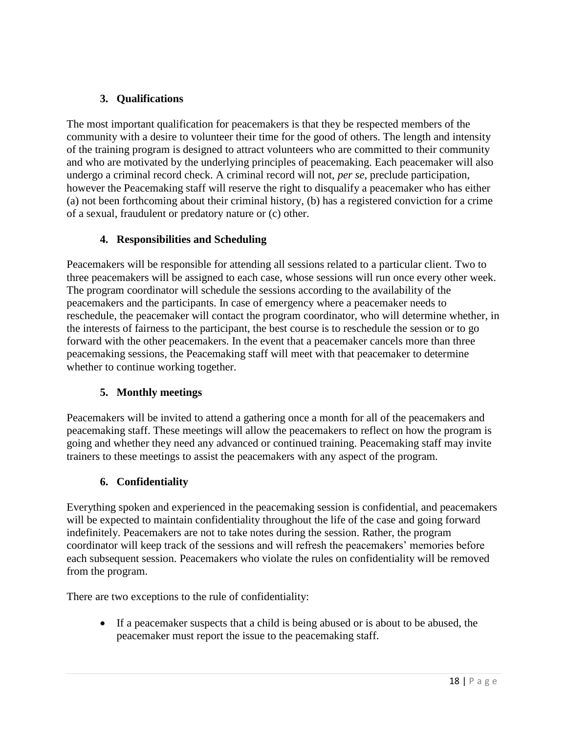### 3. Qualifications

The most important qualification for peacemakers is that they be respected members of the community with a desire to volunteer their time for the good of others. The length and intensity of the training program is designed to attract volunteers who are committed to their community and who are motivated by the underlying principles of peacemaking. Each peacemaker will also undergo a criminal record check. A criminal record will not, *per se*, preclude participation, however the Peacemaking staff will reserve the right to disqualify a peacemaker who has either (a) not been forthcoming about their criminal history, (b) has a registered conviction for a crime of a sexual, fraudulent or predatory nature or (c) other.

### 4. Responsibilities and Scheduling

Peacemakers will be responsible for attending all sessions related to a particular client. Two to three peacemakers will be assigned to each case, whose sessions will run once every other week. The program coordinator will schedule the sessions according to the availability of the peacemakers and the participants. In case of emergency where a peacemaker needs to reschedule, the peacemaker will contact the program coordinator, who will determine whether, in the interests of fairness to the participant, the best course is to reschedule the session or to go forward with the other peacemakers. In the event that a peacemaker cancels more than three peacemaking sessions, the Peacemaking staff will meet with that peacemaker to determine whether to continue working together.

### 5. Monthly meetings

Peacemakers will be invited to attend a gathering once a month for all of the peacemakers and peacemaking staff. These meetings will allow the peacemakers to reflect on how the program is going and whether they need any advanced or continued training. Peacemaking staff may invite trainers to these meetings to assist the peacemakers with any aspect of the program.

### 6. Confidentiality

Everything spoken and experienced in the peacemaking session is confidential, and peacemakers will be expected to maintain confidentiality throughout the life of the case and going forward indefinitely. Peacemakers are not to take notes during the session. Rather, the program coordinator will keep track of the sessions and will refresh the peacemakers' memories before each subsequent session. Peacemakers who violate the rules on confidentiality will be removed from the program.

There are two exceptions to the rule of confidentiality:

- If a peacemaker suspects that a child is being abused or is about to be abused, the peacemaker must report the issue to the peacemaking staff.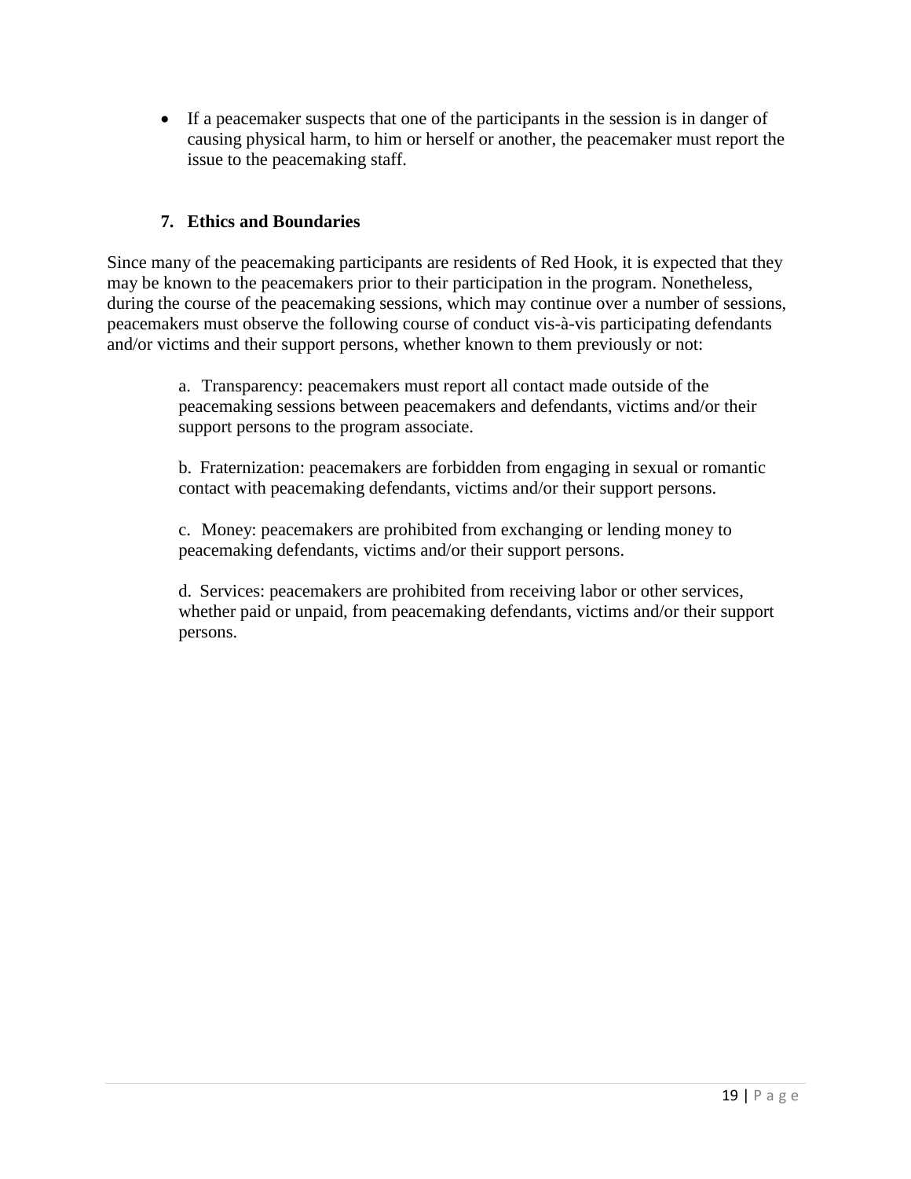- If a peacemaker suspects that one of the participants in the session is in danger of causing physical harm, to him or herself or another, the peacemaker must report the issue to the peacemaking staff.

### 7. Ethics and Boundaries

Since many of the peacemaking participants are residents of Red Hook, it is expected that they may be known to the peacemakers prior to their participation in the program. Nonetheless, during the course of the peacemaking sessions, which may continue over a number of sessions, peacemakers must observe the following course of conduct vis-à-vis participating defendants and/or victims and their support persons, whether known to them previously or not:

a. Transparency: peacemakers must report all contact made outside of the peacemaking sessions between peacemakers and defendants, victims and/or their support persons to the program associate.

b. Fraternization: peacemakers are forbidden from engaging in sexual or romantic contact with peacemaking defendants, victims and/or their support persons.

c. Money: peacemakers are prohibited from exchanging or lending money to peacemaking defendants, victims and/or their support persons.

d. Services: peacemakers are prohibited from receiving labor or other services, whether paid or unpaid, from peacemaking defendants, victims and/or their support persons.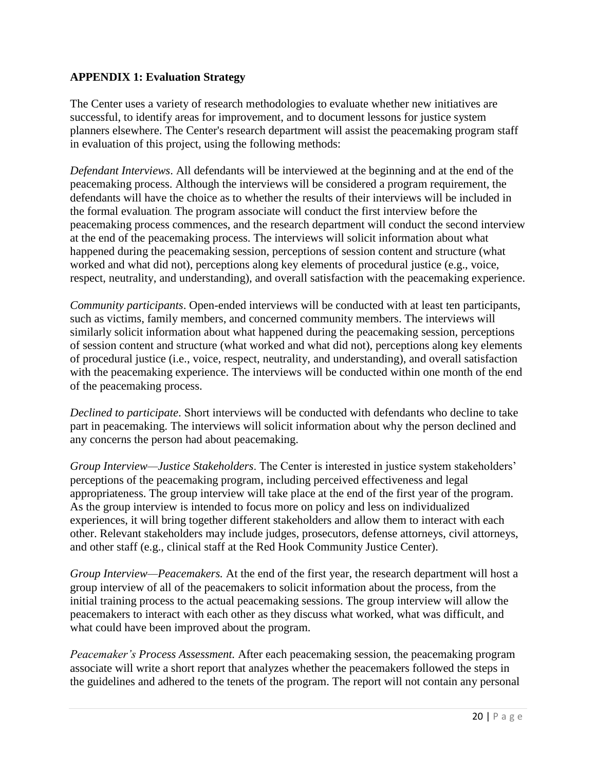**APPENDIX 1: Evaluation Strategy**

The Center uses a variety of research methodologies to evaluate whether new initiatives are successful, to identify areas for improvement, and to document lessons for justice system planners elsewhere. The Center's research department will assist the peacemaking program staff in evaluation of this project, using the following methods:

*Defendant Interviews*. All defendants will be interviewed at the beginning and at the end of the peacemaking process. Although the interviews will be considered a program requirement, the defendants will have the choice as to whether the results of their interviews will be included in the formal evaluation. The program associate will conduct the first interview before the peacemaking process commences, and the research department will conduct the second interview at the end of the peacemaking process. The interviews will solicit information about what happened during the peacemaking session, perceptions of session content and structure (what worked and what did not), perceptions along key elements of procedural justice (e.g., voice, respect, neutrality, and understanding), and overall satisfaction with the peacemaking experience.

*Community participants*. Open-ended interviews will be conducted with at least ten participants, such as victims, family members, and concerned community members. The interviews will similarly solicit information about what happened during the peacemaking session, perceptions of session content and structure (what worked and what did not), perceptions along key elements of procedural justice (i.e., voice, respect, neutrality, and understanding), and overall satisfaction with the peacemaking experience. The interviews will be conducted within one month of the end of the peacemaking process.

*Declined to participate*. Short interviews will be conducted with defendants who decline to take part in peacemaking. The interviews will solicit information about why the person declined and any concerns the person had about peacemaking.

*Group Interview—Justice Stakeholders*. The Center is interested in justice system stakeholders' perceptions of the peacemaking program, including perceived effectiveness and legal appropriateness. The group interview will take place at the end of the first year of the program. As the group interview is intended to focus more on policy and less on individualized experiences, it will bring together different stakeholders and allow them to interact with each other. Relevant stakeholders may include judges, prosecutors, defense attorneys, civil attorneys, and other staff (e.g., clinical staff at the Red Hook Community Justice Center).

*Group Interview—Peacemakers.* At the end of the first year, the research department will host a group interview of all of the peacemakers to solicit information about the process, from the initial training process to the actual peacemaking sessions. The group interview will allow the peacemakers to interact with each other as they discuss what worked, what was difficult, and what could have been improved about the program.

*Peacemaker's Process Assessment.* After each peacemaking session, the peacemaking program associate will write a short report that analyzes whether the peacemakers followed the steps in the guidelines and adhered to the tenets of the program. The report will not contain any personal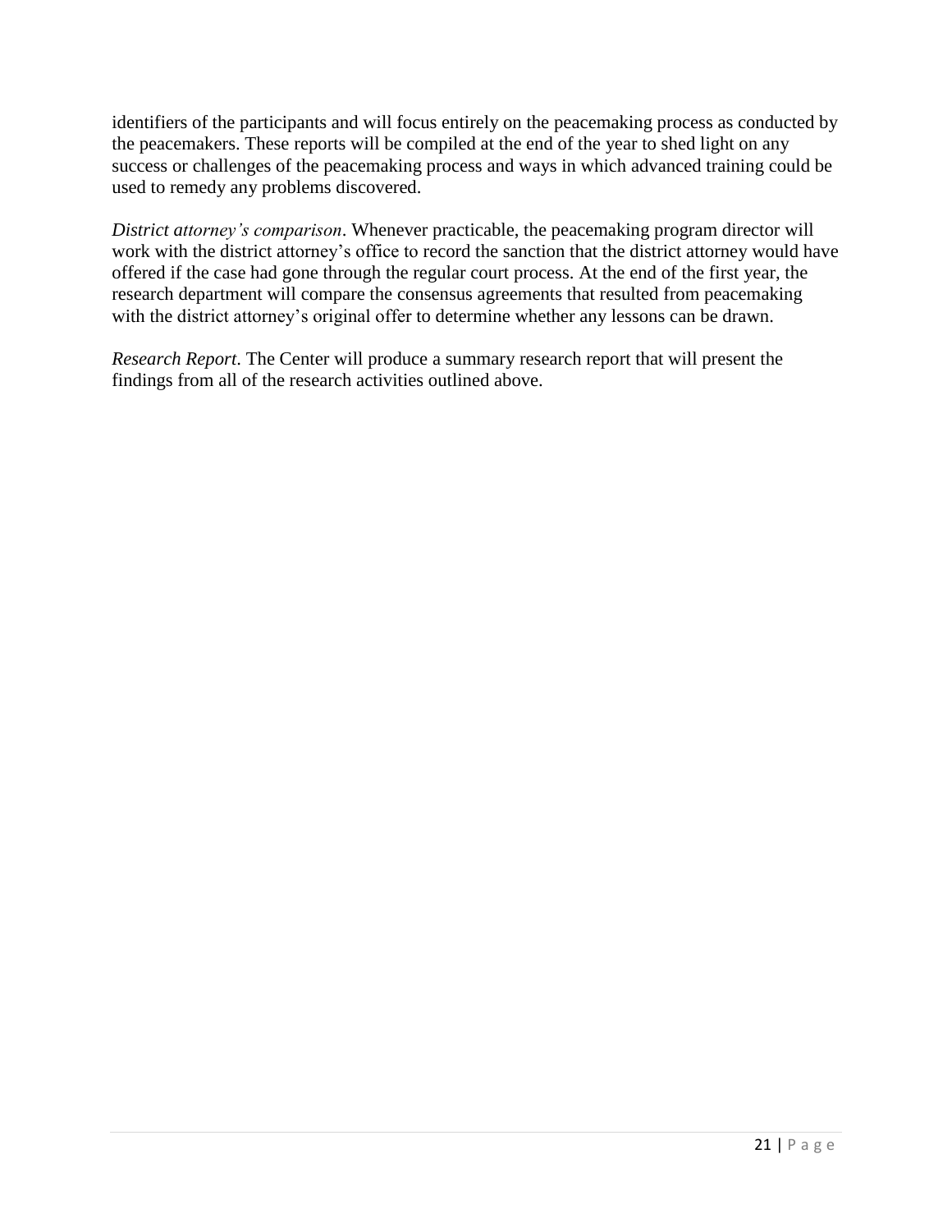identifiers of the participants and will focus entirely on the peacemaking process as conducted by the peacemakers. These reports will be compiled at the end of the year to shed light on any success or challenges of the peacemaking process and ways in which advanced training could be used to remedy any problems discovered.

*District attorney's comparison*. Whenever practicable, the peacemaking program director will work with the district attorney's office to record the sanction that the district attorney would have offered if the case had gone through the regular court process. At the end of the first year, the research department will compare the consensus agreements that resulted from peacemaking with the district attorney's original offer to determine whether any lessons can be drawn.

*Research Report*. The Center will produce a summary research report that will present the findings from all of the research activities outlined above.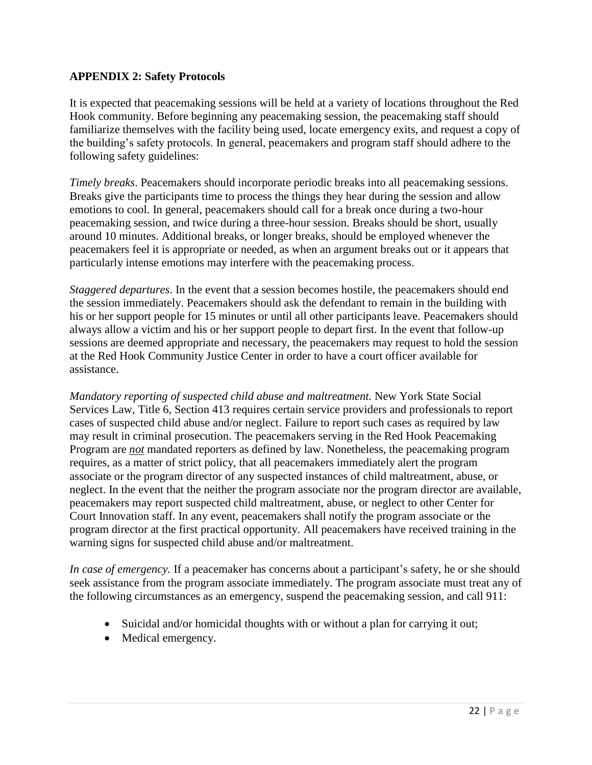## APPENDIX 2: Safety Protocols

It is expected that peacemaking sessions will be held at a variety of locations throughout the Red Hook community. Before beginning any peacemaking session, the peacemaking staff should familiarize themselves with the facility being used, locate emergency exits, and request a copy of the building's safety protocols. In general, peacemakers and program staff should adhere to the following safety guidelines:

*Timely breaks*. Peacemakers should incorporate periodic breaks into all peacemaking sessions. Breaks give the participants time to process the things they hear during the session and allow emotions to cool. In general, peacemakers should call for a break once during a two-hour peacemaking session, and twice during a three-hour session. Breaks should be short, usually around 10 minutes. Additional breaks, or longer breaks, should be employed whenever the peacemakers feel it is appropriate or needed, as when an argument breaks out or it appears that particularly intense emotions may interfere with the peacemaking process.

*Staggered departures*. In the event that a session becomes hostile, the peacemakers should end the session immediately. Peacemakers should ask the defendant to remain in the building with his or her support people for 15 minutes or until all other participants leave. Peacemakers should always allow a victim and his or her support people to depart first. In the event that follow-up sessions are deemed appropriate and necessary, the peacemakers may request to hold the session at the Red Hook Community Justice Center in order to have a court officer available for assistance.

*Mandatory reporting of suspected child abuse and maltreatment.* New York State Social Services Law, Title 6, Section 413 requires certain service providers and professionals to report cases of suspected child abuse and/or neglect. Failure to report such cases as required by law may result in criminal prosecution. The peacemakers serving in the Red Hook Peacemaking Program are ***not*** mandated reporters as defined by law. Nonetheless, the peacemaking program requires, as a matter of strict policy, that all peacemakers immediately alert the program associate or the program director of any suspected instances of child maltreatment, abuse, or neglect. In the event that the neither the program associate nor the program director are available, peacemakers may report suspected child maltreatment, abuse, or neglect to other Center for Court Innovation staff. In any event, peacemakers shall notify the program associate or the program director at the first practical opportunity. All peacemakers have received training in the warning signs for suspected child abuse and/or maltreatment.

*In case of emergency.* If a peacemaker has concerns about a participant's safety, he or she should seek assistance from the program associate immediately. The program associate must treat any of the following circumstances as an emergency, suspend the peacemaking session, and call 911:

- Suicidal and/or homicidal thoughts with or without a plan for carrying it out;
- Medical emergency.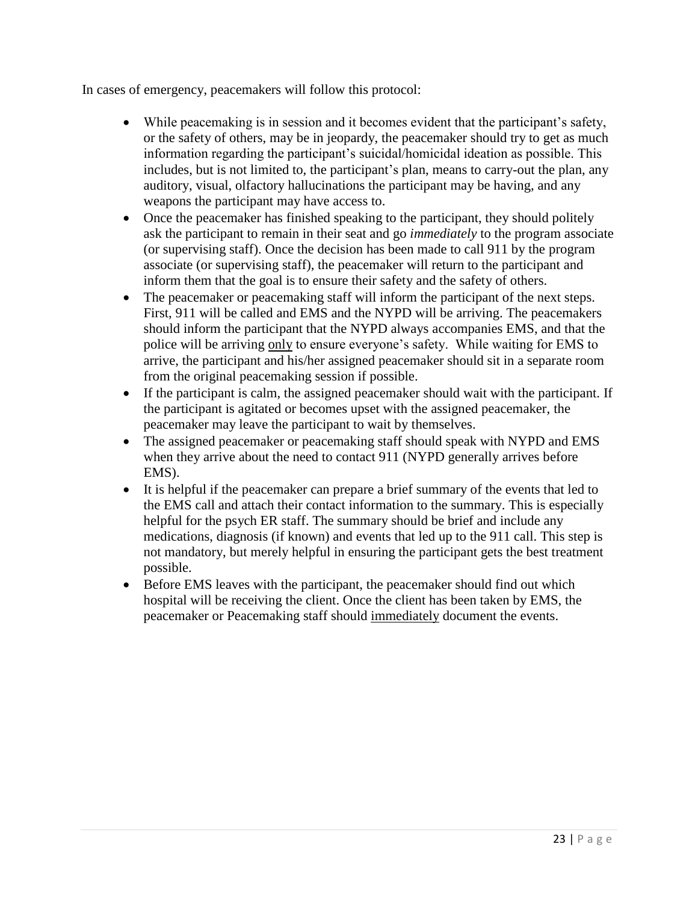In cases of emergency, peacemakers will follow this protocol:

- While peacemaking is in session and it becomes evident that the participant's safety, or the safety of others, may be in jeopardy, the peacemaker should try to get as much information regarding the participant's suicidal/homicidal ideation as possible. This includes, but is not limited to, the participant's plan, means to carry-out the plan, any auditory, visual, olfactory hallucinations the participant may be having, and any weapons the participant may have access to.
- Once the peacemaker has finished speaking to the participant, they should politely ask the participant to remain in their seat and go *immediately* to the program associate (or supervising staff). Once the decision has been made to call 911 by the program associate (or supervising staff), the peacemaker will return to the participant and inform them that the goal is to ensure their safety and the safety of others.
- The peacemaker or peacemaking staff will inform the participant of the next steps. First, 911 will be called and EMS and the NYPD will be arriving. The peacemakers should inform the participant that the NYPD always accompanies EMS, and that the police will be arriving <u>only</u> to ensure everyone's safety. While waiting for EMS to arrive, the participant and his/her assigned peacemaker should sit in a separate room from the original peacemaking session if possible.
- If the participant is calm, the assigned peacemaker should wait with the participant. If the participant is agitated or becomes upset with the assigned peacemaker, the peacemaker may leave the participant to wait by themselves.
- The assigned peacemaker or peacemaking staff should speak with NYPD and EMS when they arrive about the need to contact 911 (NYPD generally arrives before EMS).
- It is helpful if the peacemaker can prepare a brief summary of the events that led to the EMS call and attach their contact information to the summary. This is especially helpful for the psych ER staff. The summary should be brief and include any medications, diagnosis (if known) and events that led up to the 911 call. This step is not mandatory, but merely helpful in ensuring the participant gets the best treatment possible.
- Before EMS leaves with the participant, the peacemaker should find out which hospital will be receiving the client. Once the client has been taken by EMS, the peacemaker or Peacemaking staff should <u>immediately</u> document the events.